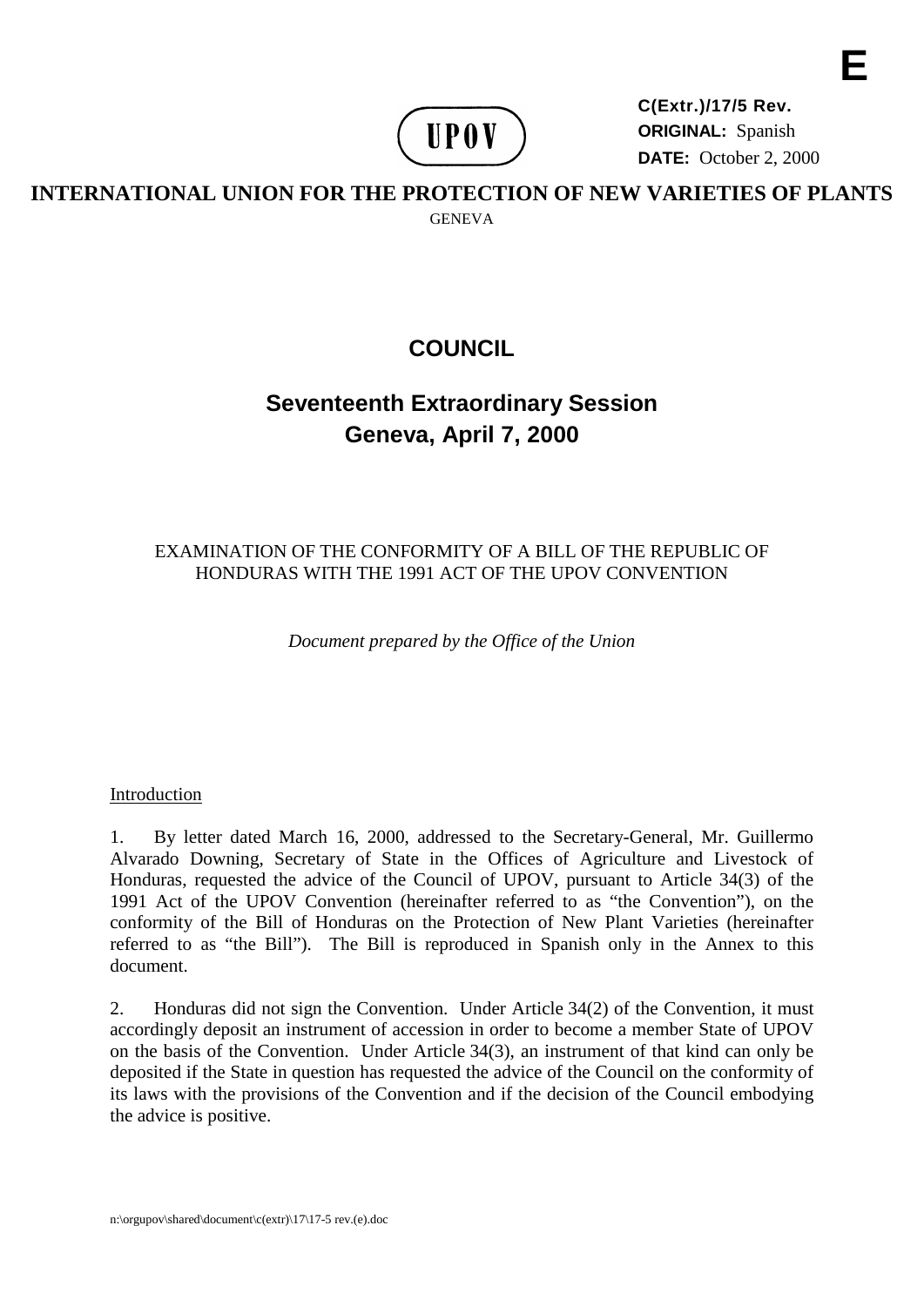E

C(Extr.)/17/5 Rev.
**ORIGINAL:** Spanish
**DATE:** October 2, 2000

UPOV

**INTERNATIONAL UNION FOR THE PROTECTION OF NEW VARIETIES OF PLANTS**

GENEVA

# COUNCIL

## Seventeenth Extraordinary Session
## Geneva, April 7, 2000

EXAMINATION OF THE CONFORMITY OF A BILL OF THE REPUBLIC OF HONDURAS WITH THE 1991 ACT OF THE UPOV CONVENTION

*Document prepared by the Office of the Union*

Introduction

1. By letter dated March 16, 2000, addressed to the Secretary-General, Mr. Guillermo Alvarado Downing, Secretary of State in the Offices of Agriculture and Livestock of Honduras, requested the advice of the Council of UPOV, pursuant to Article 34(3) of the 1991 Act of the UPOV Convention (hereinafter referred to as "the Convention"), on the conformity of the Bill of Honduras on the Protection of New Plant Varieties (hereinafter referred to as "the Bill"). The Bill is reproduced in Spanish only in the Annex to this document.

2. Honduras did not sign the Convention. Under Article 34(2) of the Convention, it must accordingly deposit an instrument of accession in order to become a member State of UPOV on the basis of the Convention. Under Article 34(3), an instrument of that kind can only be deposited if the State in question has requested the advice of the Council on the conformity of its laws with the provisions of the Convention and if the decision of the Council embodying the advice is positive.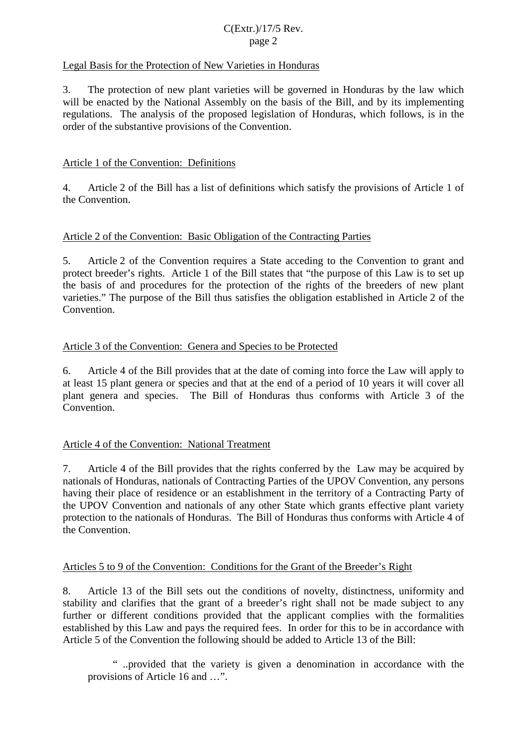Legal Basis for the Protection of New Varieties in Honduras

3. The protection of new plant varieties will be governed in Honduras by the law which will be enacted by the National Assembly on the basis of the Bill, and by its implementing regulations. The analysis of the proposed legislation of Honduras, which follows, is in the order of the substantive provisions of the Convention.

Article 1 of the Convention: Definitions

4. Article 2 of the Bill has a list of definitions which satisfy the provisions of Article 1 of the Convention.

Article 2 of the Convention: Basic Obligation of the Contracting Parties

5. Article 2 of the Convention requires a State acceding to the Convention to grant and protect breeder's rights. Article 1 of the Bill states that "the purpose of this Law is to set up the basis of and procedures for the protection of the rights of the breeders of new plant varieties." The purpose of the Bill thus satisfies the obligation established in Article 2 of the Convention.

Article 3 of the Convention: Genera and Species to be Protected

6. Article 4 of the Bill provides that at the date of coming into force the Law will apply to at least 15 plant genera or species and that at the end of a period of 10 years it will cover all plant genera and species. The Bill of Honduras thus conforms with Article 3 of the Convention.

Article 4 of the Convention: National Treatment

7. Article 4 of the Bill provides that the rights conferred by the Law may be acquired by nationals of Honduras, nationals of Contracting Parties of the UPOV Convention, any persons having their place of residence or an establishment in the territory of a Contracting Party of the UPOV Convention and nationals of any other State which grants effective plant variety protection to the nationals of Honduras. The Bill of Honduras thus conforms with Article 4 of the Convention.

Articles 5 to 9 of the Convention: Conditions for the Grant of the Breeder's Right

8. Article 13 of the Bill sets out the conditions of novelty, distinctness, uniformity and stability and clarifies that the grant of a breeder's right shall not be made subject to any further or different conditions provided that the applicant complies with the formalities established by this Law and pays the required fees. In order for this to be in accordance with Article 5 of the Convention the following should be added to Article 13 of the Bill:

> " ..provided that the variety is given a denomination in accordance with the provisions of Article 16 and …".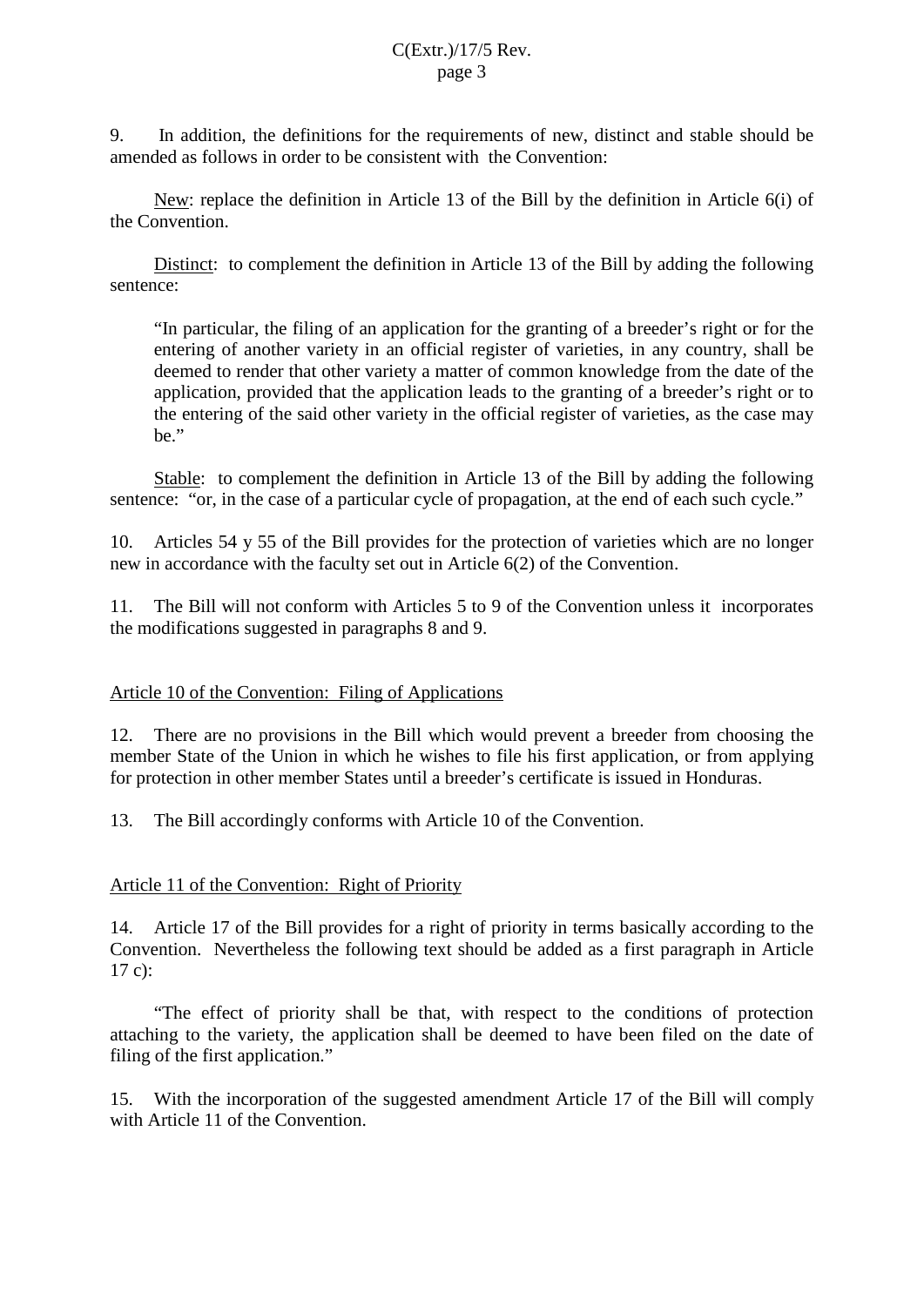9. In addition, the definitions for the requirements of new, distinct and stable should be amended as follows in order to be consistent with the Convention:

New: replace the definition in Article 13 of the Bill by the definition in Article 6(i) of the Convention.

Distinct: to complement the definition in Article 13 of the Bill by adding the following sentence:

> "In particular, the filing of an application for the granting of a breeder's right or for the entering of another variety in an official register of varieties, in any country, shall be deemed to render that other variety a matter of common knowledge from the date of the application, provided that the application leads to the granting of a breeder's right or to the entering of the said other variety in the official register of varieties, as the case may be."

Stable: to complement the definition in Article 13 of the Bill by adding the following sentence: "or, in the case of a particular cycle of propagation, at the end of each such cycle."

10. Articles 54 y 55 of the Bill provides for the protection of varieties which are no longer new in accordance with the faculty set out in Article 6(2) of the Convention.

11. The Bill will not conform with Articles 5 to 9 of the Convention unless it incorporates the modifications suggested in paragraphs 8 and 9.

## Article 10 of the Convention: Filing of Applications

12. There are no provisions in the Bill which would prevent a breeder from choosing the member State of the Union in which he wishes to file his first application, or from applying for protection in other member States until a breeder's certificate is issued in Honduras.

13. The Bill accordingly conforms with Article 10 of the Convention.

## Article 11 of the Convention: Right of Priority

14. Article 17 of the Bill provides for a right of priority in terms basically according to the Convention. Nevertheless the following text should be added as a first paragraph in Article 17 c):

> "The effect of priority shall be that, with respect to the conditions of protection attaching to the variety, the application shall be deemed to have been filed on the date of filing of the first application."

15. With the incorporation of the suggested amendment Article 17 of the Bill will comply with Article 11 of the Convention.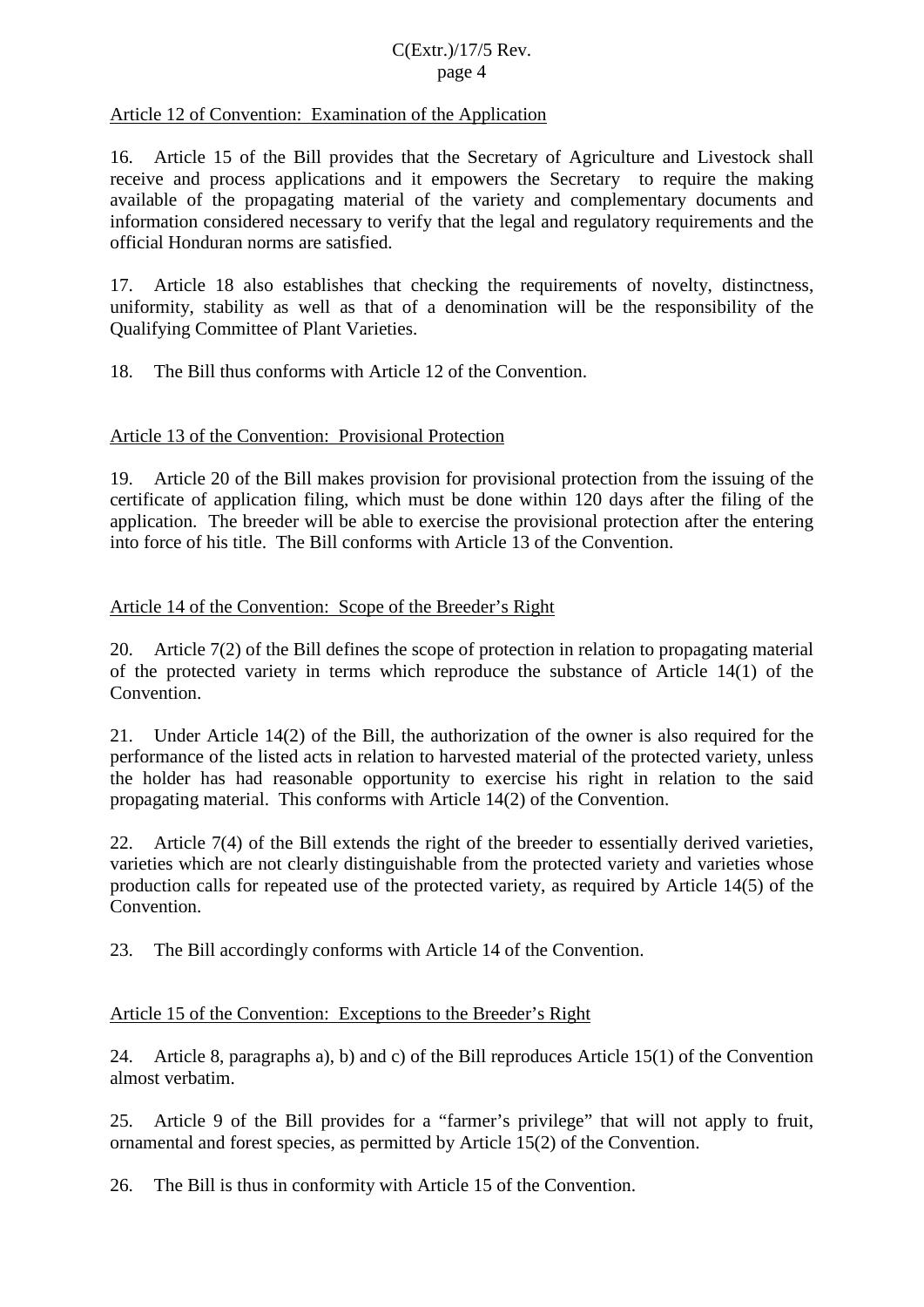Article 12 of Convention: Examination of the Application

16. Article 15 of the Bill provides that the Secretary of Agriculture and Livestock shall receive and process applications and it empowers the Secretary to require the making available of the propagating material of the variety and complementary documents and information considered necessary to verify that the legal and regulatory requirements and the official Honduran norms are satisfied.

17. Article 18 also establishes that checking the requirements of novelty, distinctness, uniformity, stability as well as that of a denomination will be the responsibility of the Qualifying Committee of Plant Varieties.

18. The Bill thus conforms with Article 12 of the Convention.

Article 13 of the Convention: Provisional Protection

19. Article 20 of the Bill makes provision for provisional protection from the issuing of the certificate of application filing, which must be done within 120 days after the filing of the application. The breeder will be able to exercise the provisional protection after the entering into force of his title. The Bill conforms with Article 13 of the Convention.

Article 14 of the Convention: Scope of the Breeder's Right

20. Article 7(2) of the Bill defines the scope of protection in relation to propagating material of the protected variety in terms which reproduce the substance of Article 14(1) of the Convention.

21. Under Article 14(2) of the Bill, the authorization of the owner is also required for the performance of the listed acts in relation to harvested material of the protected variety, unless the holder has had reasonable opportunity to exercise his right in relation to the said propagating material. This conforms with Article 14(2) of the Convention.

22. Article 7(4) of the Bill extends the right of the breeder to essentially derived varieties, varieties which are not clearly distinguishable from the protected variety and varieties whose production calls for repeated use of the protected variety, as required by Article 14(5) of the Convention.

23. The Bill accordingly conforms with Article 14 of the Convention.

Article 15 of the Convention: Exceptions to the Breeder's Right

24. Article 8, paragraphs a), b) and c) of the Bill reproduces Article 15(1) of the Convention almost verbatim.

25. Article 9 of the Bill provides for a "farmer's privilege" that will not apply to fruit, ornamental and forest species, as permitted by Article 15(2) of the Convention.

26. The Bill is thus in conformity with Article 15 of the Convention.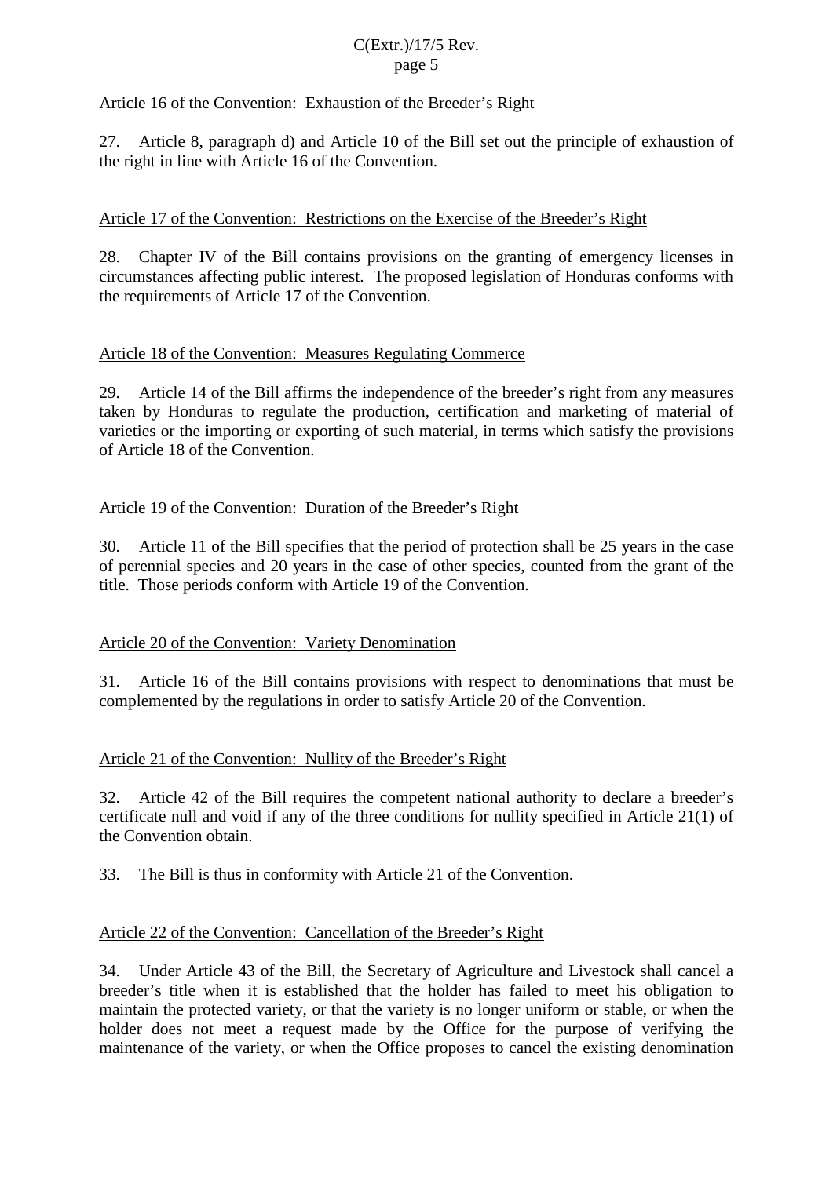Article 16 of the Convention: Exhaustion of the Breeder's Right

27. Article 8, paragraph d) and Article 10 of the Bill set out the principle of exhaustion of the right in line with Article 16 of the Convention.

Article 17 of the Convention: Restrictions on the Exercise of the Breeder's Right

28. Chapter IV of the Bill contains provisions on the granting of emergency licenses in circumstances affecting public interest. The proposed legislation of Honduras conforms with the requirements of Article 17 of the Convention.

Article 18 of the Convention: Measures Regulating Commerce

29. Article 14 of the Bill affirms the independence of the breeder's right from any measures taken by Honduras to regulate the production, certification and marketing of material of varieties or the importing or exporting of such material, in terms which satisfy the provisions of Article 18 of the Convention.

Article 19 of the Convention: Duration of the Breeder's Right

30. Article 11 of the Bill specifies that the period of protection shall be 25 years in the case of perennial species and 20 years in the case of other species, counted from the grant of the title. Those periods conform with Article 19 of the Convention.

Article 20 of the Convention: Variety Denomination

31. Article 16 of the Bill contains provisions with respect to denominations that must be complemented by the regulations in order to satisfy Article 20 of the Convention.

Article 21 of the Convention: Nullity of the Breeder's Right

32. Article 42 of the Bill requires the competent national authority to declare a breeder's certificate null and void if any of the three conditions for nullity specified in Article 21(1) of the Convention obtain.

33. The Bill is thus in conformity with Article 21 of the Convention.

Article 22 of the Convention: Cancellation of the Breeder's Right

34. Under Article 43 of the Bill, the Secretary of Agriculture and Livestock shall cancel a breeder's title when it is established that the holder has failed to meet his obligation to maintain the protected variety, or that the variety is no longer uniform or stable, or when the holder does not meet a request made by the Office for the purpose of verifying the maintenance of the variety, or when the Office proposes to cancel the existing denomination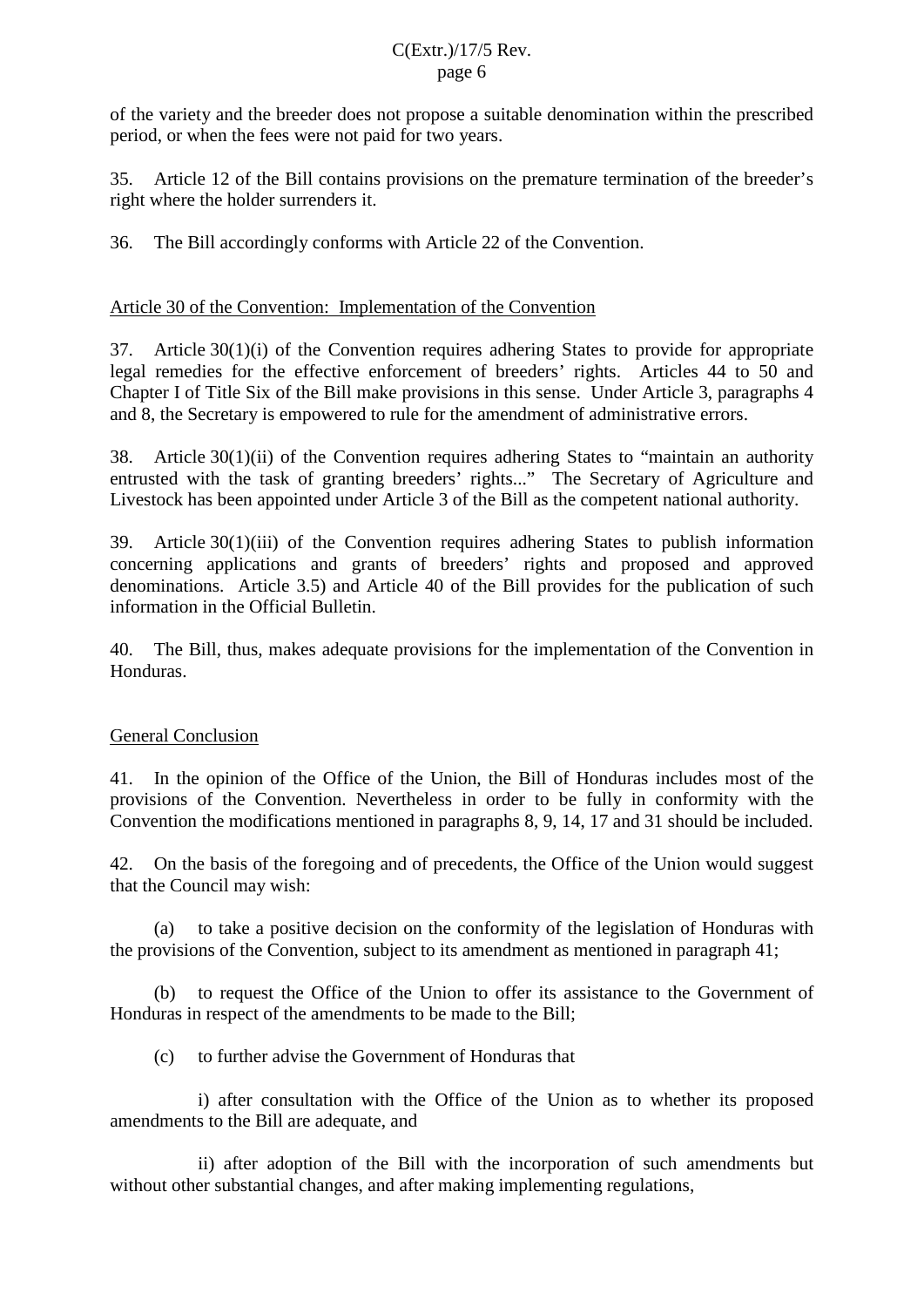of the variety and the breeder does not propose a suitable denomination within the prescribed period, or when the fees were not paid for two years.

35. Article 12 of the Bill contains provisions on the premature termination of the breeder's right where the holder surrenders it.

36. The Bill accordingly conforms with Article 22 of the Convention.

## Article 30 of the Convention: Implementation of the Convention

37. Article 30(1)(i) of the Convention requires adhering States to provide for appropriate legal remedies for the effective enforcement of breeders' rights. Articles 44 to 50 and Chapter I of Title Six of the Bill make provisions in this sense. Under Article 3, paragraphs 4 and 8, the Secretary is empowered to rule for the amendment of administrative errors.

38. Article 30(1)(ii) of the Convention requires adhering States to "maintain an authority entrusted with the task of granting breeders' rights..." The Secretary of Agriculture and Livestock has been appointed under Article 3 of the Bill as the competent national authority.

39. Article 30(1)(iii) of the Convention requires adhering States to publish information concerning applications and grants of breeders' rights and proposed and approved denominations. Article 3.5) and Article 40 of the Bill provides for the publication of such information in the Official Bulletin.

40. The Bill, thus, makes adequate provisions for the implementation of the Convention in Honduras.

## General Conclusion

41. In the opinion of the Office of the Union, the Bill of Honduras includes most of the provisions of the Convention. Nevertheless in order to be fully in conformity with the Convention the modifications mentioned in paragraphs 8, 9, 14, 17 and 31 should be included.

42. On the basis of the foregoing and of precedents, the Office of the Union would suggest that the Council may wish:

(a) to take a positive decision on the conformity of the legislation of Honduras with the provisions of the Convention, subject to its amendment as mentioned in paragraph 41;

(b) to request the Office of the Union to offer its assistance to the Government of Honduras in respect of the amendments to be made to the Bill;

(c) to further advise the Government of Honduras that

i) after consultation with the Office of the Union as to whether its proposed amendments to the Bill are adequate, and

ii) after adoption of the Bill with the incorporation of such amendments but without other substantial changes, and after making implementing regulations,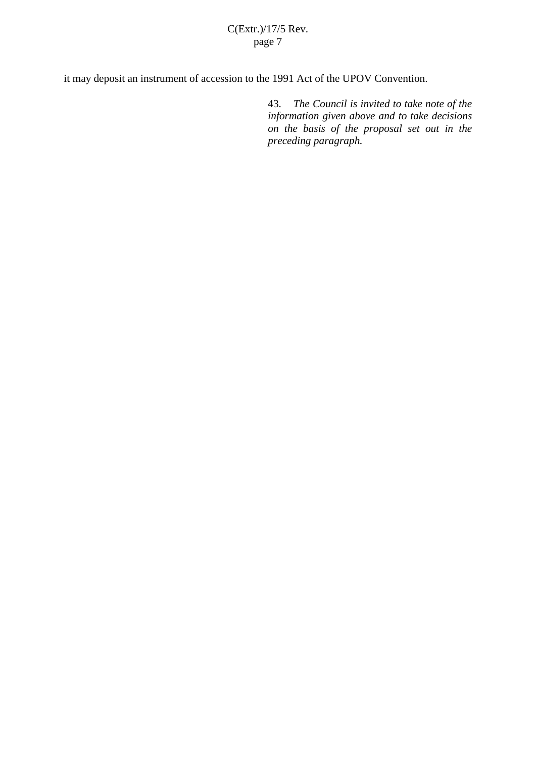it may deposit an instrument of accession to the 1991 Act of the UPOV Convention.

43. *The Council is invited to take note of the information given above and to take decisions on the basis of the proposal set out in the preceding paragraph.*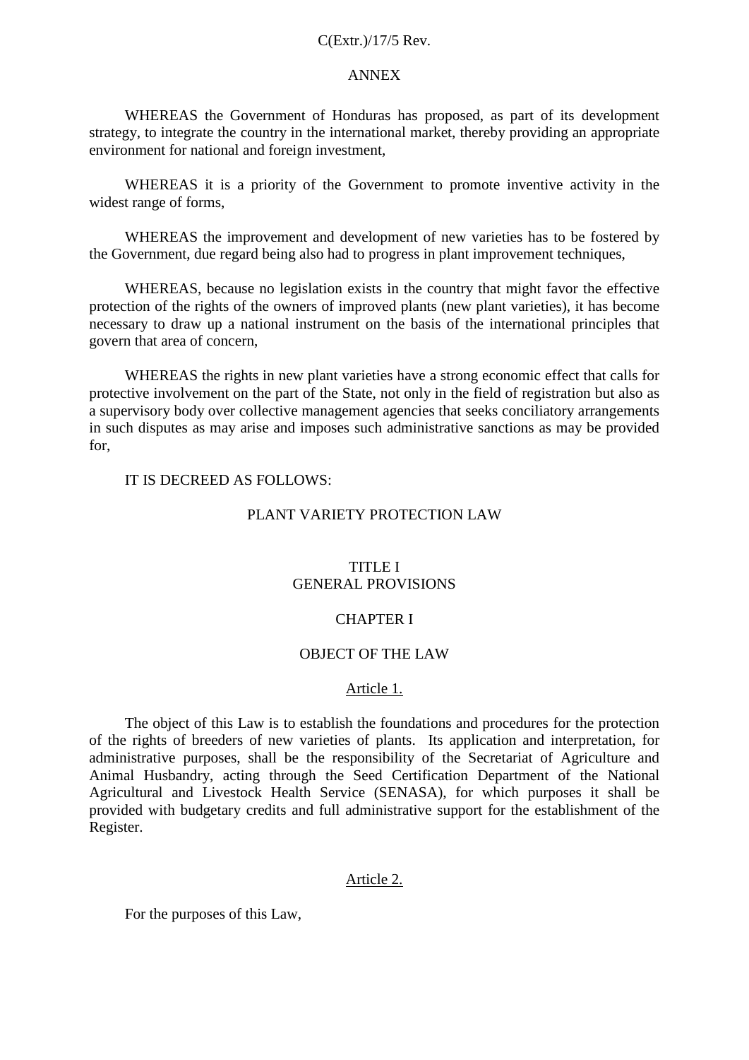ANNEX

WHEREAS the Government of Honduras has proposed, as part of its development strategy, to integrate the country in the international market, thereby providing an appropriate environment for national and foreign investment,

WHEREAS it is a priority of the Government to promote inventive activity in the widest range of forms,

WHEREAS the improvement and development of new varieties has to be fostered by the Government, due regard being also had to progress in plant improvement techniques,

WHEREAS, because no legislation exists in the country that might favor the effective protection of the rights of the owners of improved plants (new plant varieties), it has become necessary to draw up a national instrument on the basis of the international principles that govern that area of concern,

WHEREAS the rights in new plant varieties have a strong economic effect that calls for protective involvement on the part of the State, not only in the field of registration but also as a supervisory body over collective management agencies that seeks conciliatory arrangements in such disputes as may arise and imposes such administrative sanctions as may be provided for,

IT IS DECREED AS FOLLOWS:

# PLANT VARIETY PROTECTION LAW

## TITLE I
## GENERAL PROVISIONS

### CHAPTER I

### OBJECT OF THE LAW

#### Article 1.

The object of this Law is to establish the foundations and procedures for the protection of the rights of breeders of new varieties of plants. Its application and interpretation, for administrative purposes, shall be the responsibility of the Secretariat of Agriculture and Animal Husbandry, acting through the Seed Certification Department of the National Agricultural and Livestock Health Service (SENASA), for which purposes it shall be provided with budgetary credits and full administrative support for the establishment of the Register.

#### Article 2.

For the purposes of this Law,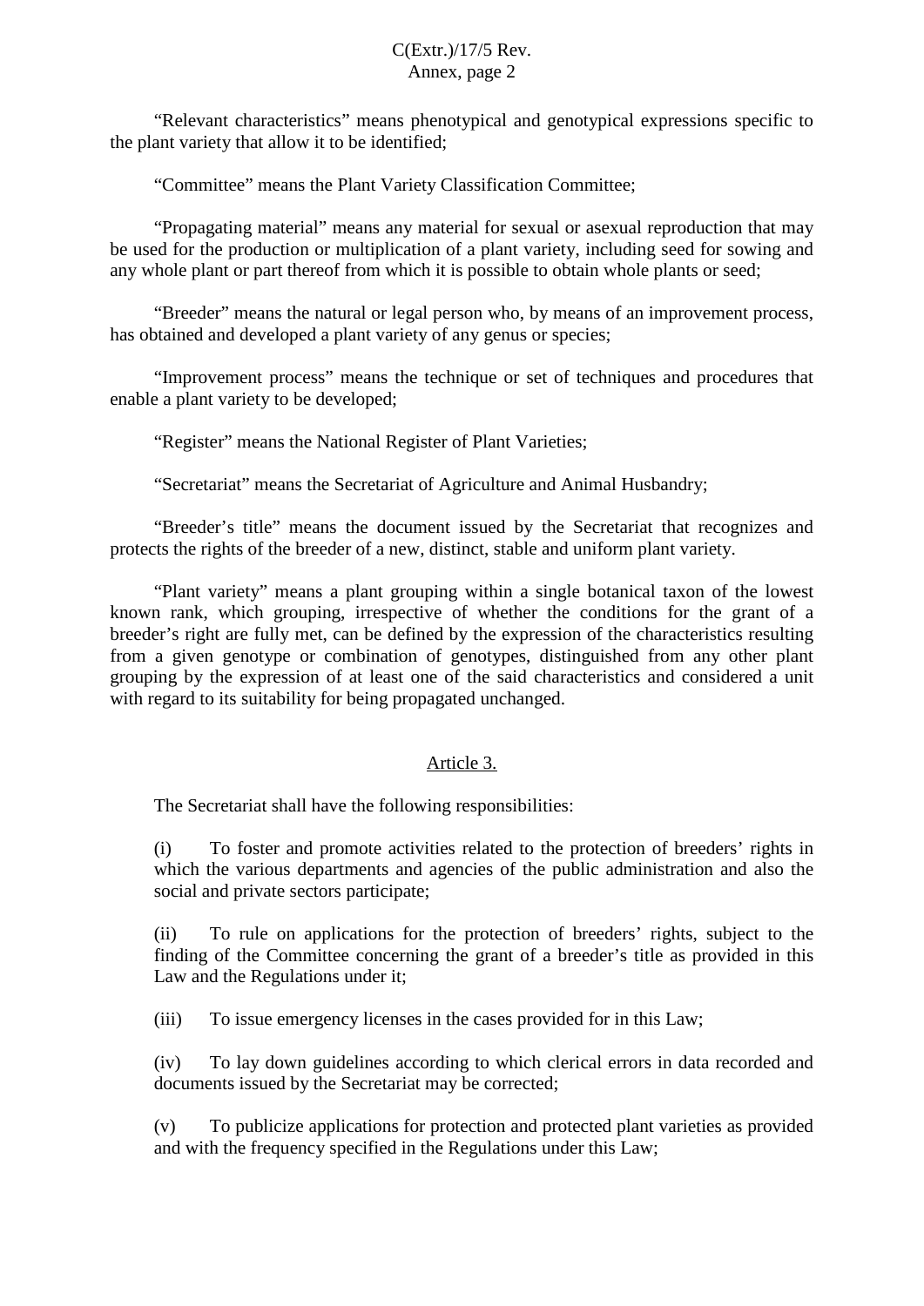"Relevant characteristics" means phenotypical and genotypical expressions specific to the plant variety that allow it to be identified;

"Committee" means the Plant Variety Classification Committee;

"Propagating material" means any material for sexual or asexual reproduction that may be used for the production or multiplication of a plant variety, including seed for sowing and any whole plant or part thereof from which it is possible to obtain whole plants or seed;

"Breeder" means the natural or legal person who, by means of an improvement process, has obtained and developed a plant variety of any genus or species;

"Improvement process" means the technique or set of techniques and procedures that enable a plant variety to be developed;

"Register" means the National Register of Plant Varieties;

"Secretariat" means the Secretariat of Agriculture and Animal Husbandry;

"Breeder's title" means the document issued by the Secretariat that recognizes and protects the rights of the breeder of a new, distinct, stable and uniform plant variety.

"Plant variety" means a plant grouping within a single botanical taxon of the lowest known rank, which grouping, irrespective of whether the conditions for the grant of a breeder's right are fully met, can be defined by the expression of the characteristics resulting from a given genotype or combination of genotypes, distinguished from any other plant grouping by the expression of at least one of the said characteristics and considered a unit with regard to its suitability for being propagated unchanged.

## Article 3.

The Secretariat shall have the following responsibilities:

(i) To foster and promote activities related to the protection of breeders' rights in which the various departments and agencies of the public administration and also the social and private sectors participate;

(ii) To rule on applications for the protection of breeders' rights, subject to the finding of the Committee concerning the grant of a breeder's title as provided in this Law and the Regulations under it;

(iii) To issue emergency licenses in the cases provided for in this Law;

(iv) To lay down guidelines according to which clerical errors in data recorded and documents issued by the Secretariat may be corrected;

(v) To publicize applications for protection and protected plant varieties as provided and with the frequency specified in the Regulations under this Law;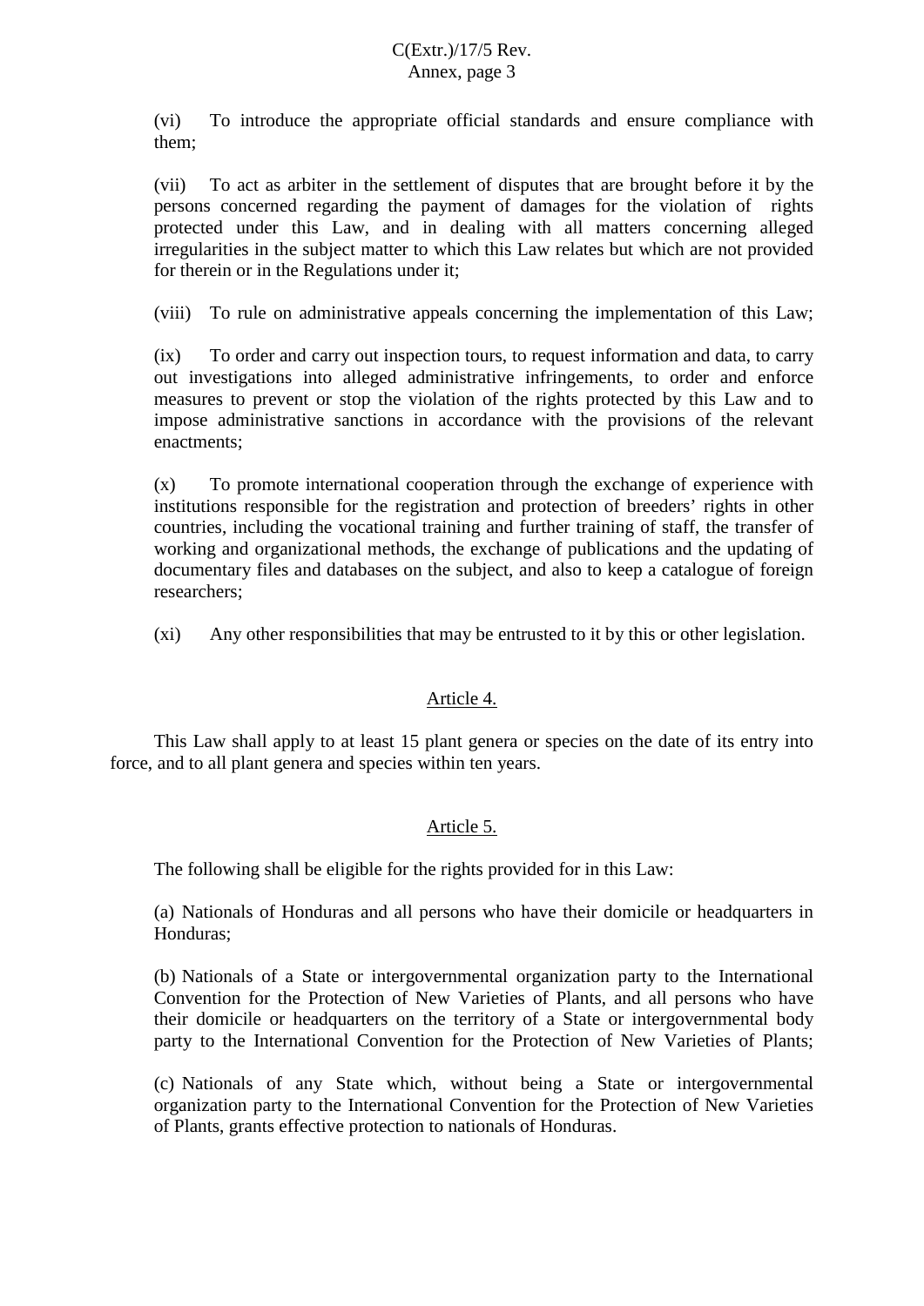(vi) To introduce the appropriate official standards and ensure compliance with them;

(vii) To act as arbiter in the settlement of disputes that are brought before it by the persons concerned regarding the payment of damages for the violation of rights protected under this Law, and in dealing with all matters concerning alleged irregularities in the subject matter to which this Law relates but which are not provided for therein or in the Regulations under it;

(viii) To rule on administrative appeals concerning the implementation of this Law;

(ix) To order and carry out inspection tours, to request information and data, to carry out investigations into alleged administrative infringements, to order and enforce measures to prevent or stop the violation of the rights protected by this Law and to impose administrative sanctions in accordance with the provisions of the relevant enactments;

(x) To promote international cooperation through the exchange of experience with institutions responsible for the registration and protection of breeders' rights in other countries, including the vocational training and further training of staff, the transfer of working and organizational methods, the exchange of publications and the updating of documentary files and databases on the subject, and also to keep a catalogue of foreign researchers;

(xi) Any other responsibilities that may be entrusted to it by this or other legislation.

## Article 4.

This Law shall apply to at least 15 plant genera or species on the date of its entry into force, and to all plant genera and species within ten years.

## Article 5.

The following shall be eligible for the rights provided for in this Law:

(a) Nationals of Honduras and all persons who have their domicile or headquarters in Honduras;

(b) Nationals of a State or intergovernmental organization party to the International Convention for the Protection of New Varieties of Plants, and all persons who have their domicile or headquarters on the territory of a State or intergovernmental body party to the International Convention for the Protection of New Varieties of Plants;

(c) Nationals of any State which, without being a State or intergovernmental organization party to the International Convention for the Protection of New Varieties of Plants, grants effective protection to nationals of Honduras.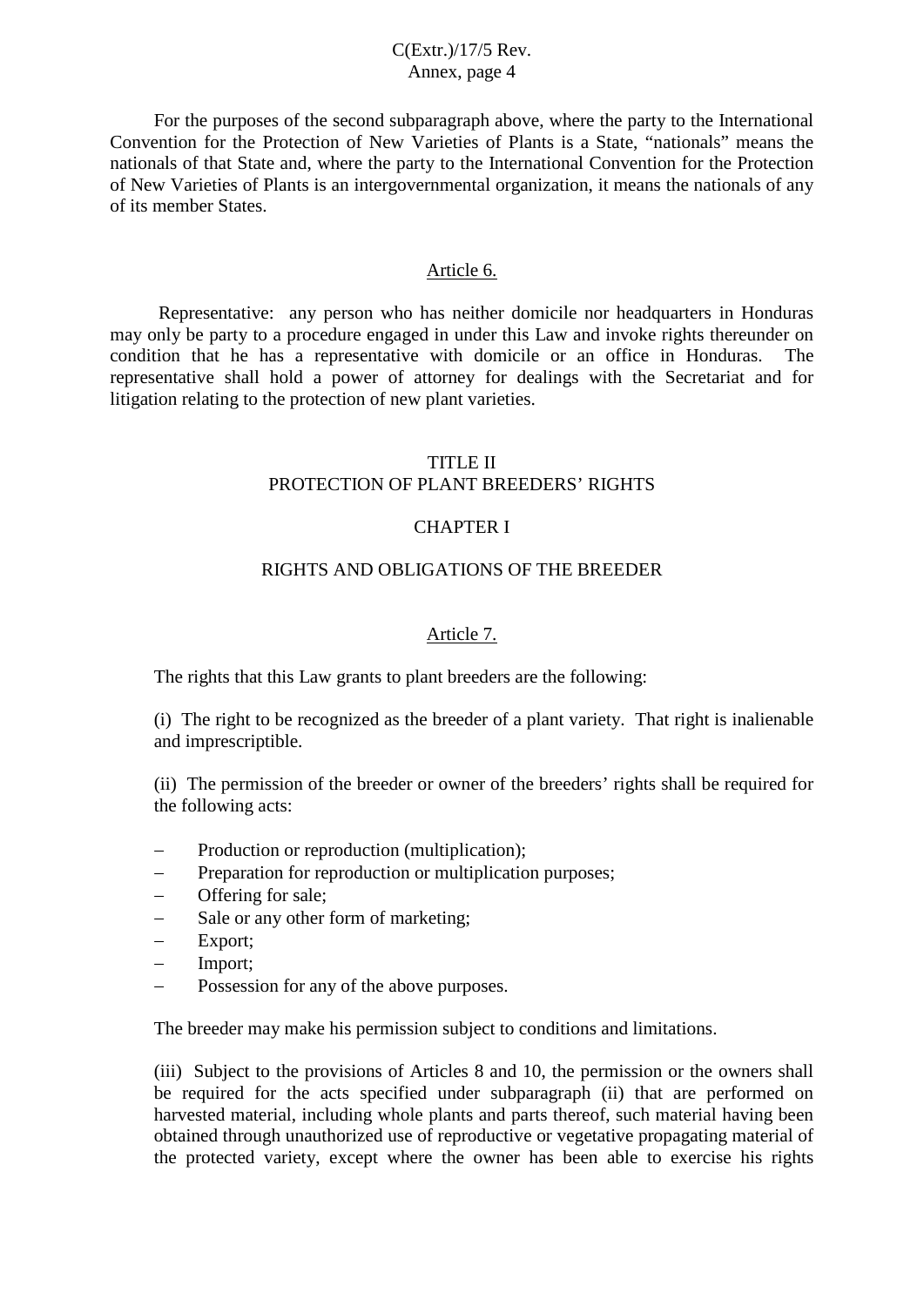For the purposes of the second subparagraph above, where the party to the International Convention for the Protection of New Varieties of Plants is a State, “nationals” means the nationals of that State and, where the party to the International Convention for the Protection of New Varieties of Plants is an intergovernmental organization, it means the nationals of any of its member States.

## Article 6.

Representative: any person who has neither domicile nor headquarters in Honduras may only be party to a procedure engaged in under this Law and invoke rights thereunder on condition that he has a representative with domicile or an office in Honduras. The representative shall hold a power of attorney for dealings with the Secretariat and for litigation relating to the protection of new plant varieties.

# TITLE II
# PROTECTION OF PLANT BREEDERS’ RIGHTS

## CHAPTER I

## RIGHTS AND OBLIGATIONS OF THE BREEDER

### Article 7.

The rights that this Law grants to plant breeders are the following:

(i) The right to be recognized as the breeder of a plant variety. That right is inalienable and imprescriptible.

(ii) The permission of the breeder or owner of the breeders’ rights shall be required for the following acts:

- Production or reproduction (multiplication);
- Preparation for reproduction or multiplication purposes;
- Offering for sale;
- Sale or any other form of marketing;
- Export;
- Import;
- Possession for any of the above purposes.

The breeder may make his permission subject to conditions and limitations.

(iii) Subject to the provisions of Articles 8 and 10, the permission or the owners shall be required for the acts specified under subparagraph (ii) that are performed on harvested material, including whole plants and parts thereof, such material having been obtained through unauthorized use of reproductive or vegetative propagating material of the protected variety, except where the owner has been able to exercise his rights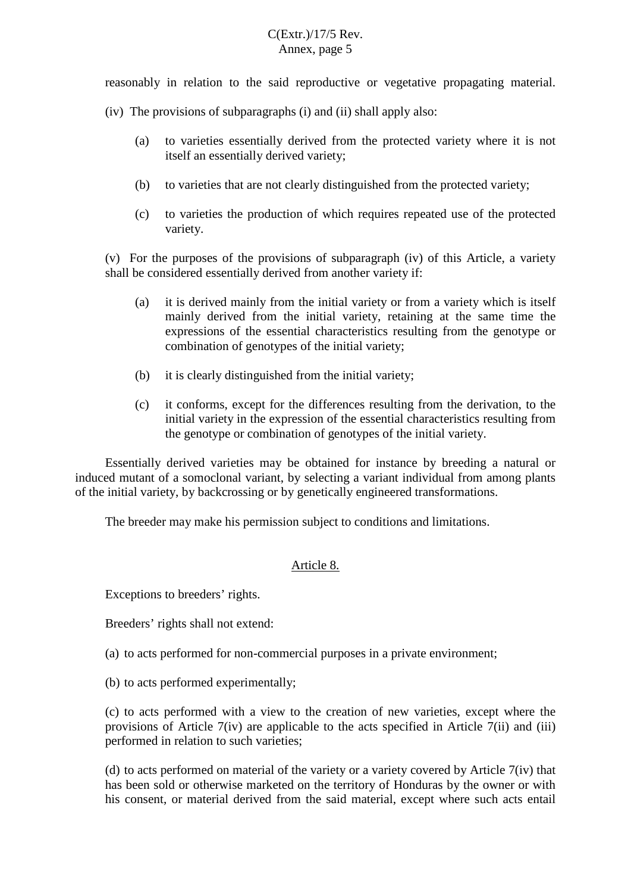reasonably in relation to the said reproductive or vegetative propagating material.

(iv) The provisions of subparagraphs (i) and (ii) shall apply also:

(a) to varieties essentially derived from the protected variety where it is not itself an essentially derived variety;

(b) to varieties that are not clearly distinguished from the protected variety;

(c) to varieties the production of which requires repeated use of the protected variety.

(v) For the purposes of the provisions of subparagraph (iv) of this Article, a variety shall be considered essentially derived from another variety if:

(a) it is derived mainly from the initial variety or from a variety which is itself mainly derived from the initial variety, retaining at the same time the expressions of the essential characteristics resulting from the genotype or combination of genotypes of the initial variety;

(b) it is clearly distinguished from the initial variety;

(c) it conforms, except for the differences resulting from the derivation, to the initial variety in the expression of the essential characteristics resulting from the genotype or combination of genotypes of the initial variety.

Essentially derived varieties may be obtained for instance by breeding a natural or induced mutant of a somoclonal variant, by selecting a variant individual from among plants of the initial variety, by backcrossing or by genetically engineered transformations.

The breeder may make his permission subject to conditions and limitations.

## Article 8.

Exceptions to breeders' rights.

Breeders' rights shall not extend:

(a) to acts performed for non-commercial purposes in a private environment;

(b) to acts performed experimentally;

(c) to acts performed with a view to the creation of new varieties, except where the provisions of Article 7(iv) are applicable to the acts specified in Article 7(ii) and (iii) performed in relation to such varieties;

(d) to acts performed on material of the variety or a variety covered by Article 7(iv) that has been sold or otherwise marketed on the territory of Honduras by the owner or with his consent, or material derived from the said material, except where such acts entail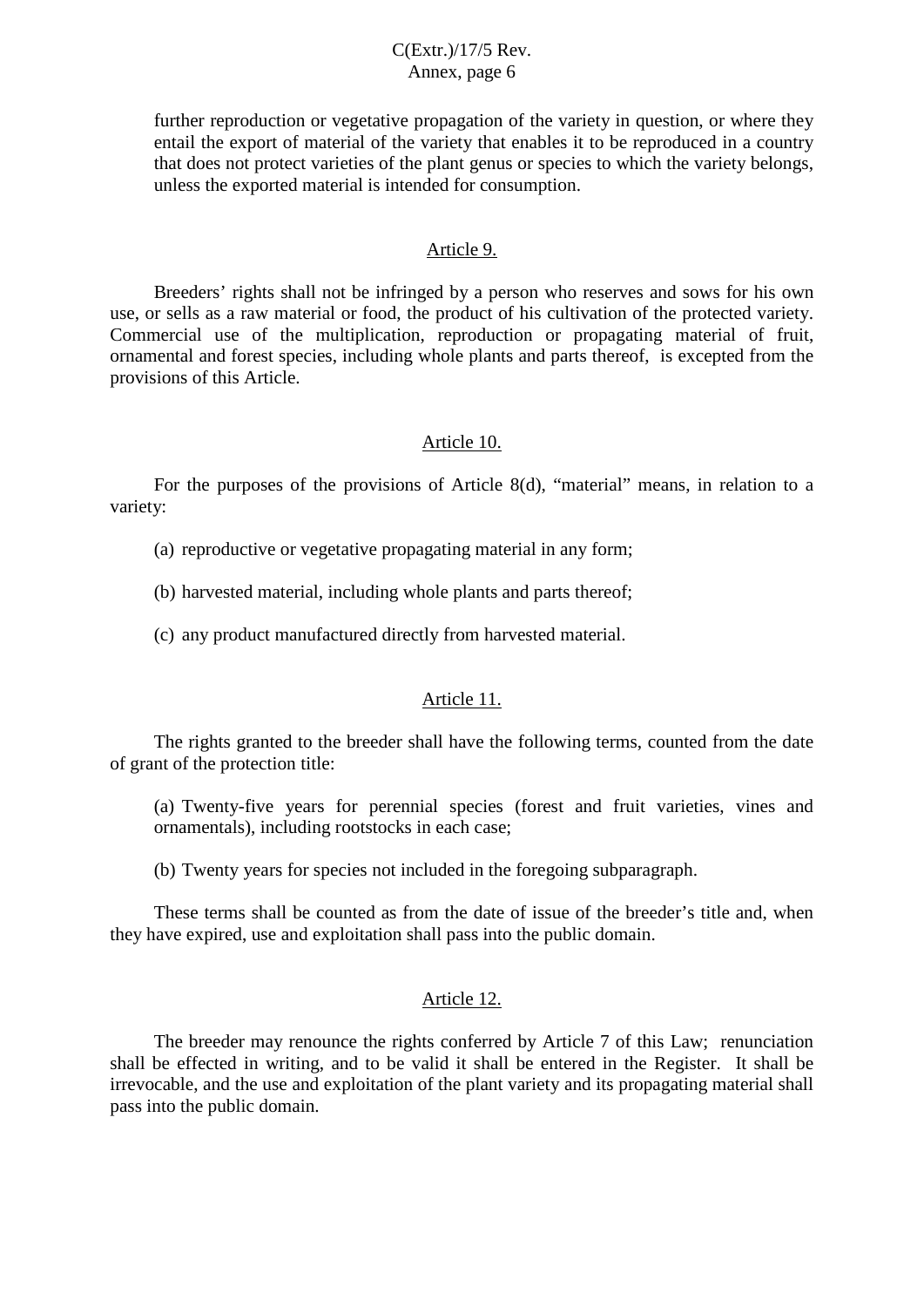further reproduction or vegetative propagation of the variety in question, or where they entail the export of material of the variety that enables it to be reproduced in a country that does not protect varieties of the plant genus or species to which the variety belongs, unless the exported material is intended for consumption.

### Article 9.

Breeders' rights shall not be infringed by a person who reserves and sows for his own use, or sells as a raw material or food, the product of his cultivation of the protected variety. Commercial use of the multiplication, reproduction or propagating material of fruit, ornamental and forest species, including whole plants and parts thereof, is excepted from the provisions of this Article.

### Article 10.

For the purposes of the provisions of Article 8(d), "material" means, in relation to a variety:

(a) reproductive or vegetative propagating material in any form;

(b) harvested material, including whole plants and parts thereof;

(c) any product manufactured directly from harvested material.

### Article 11.

The rights granted to the breeder shall have the following terms, counted from the date of grant of the protection title:

(a) Twenty-five years for perennial species (forest and fruit varieties, vines and ornamentals), including rootstocks in each case;

(b) Twenty years for species not included in the foregoing subparagraph.

These terms shall be counted as from the date of issue of the breeder's title and, when they have expired, use and exploitation shall pass into the public domain.

### Article 12.

The breeder may renounce the rights conferred by Article 7 of this Law; renunciation shall be effected in writing, and to be valid it shall be entered in the Register. It shall be irrevocable, and the use and exploitation of the plant variety and its propagating material shall pass into the public domain.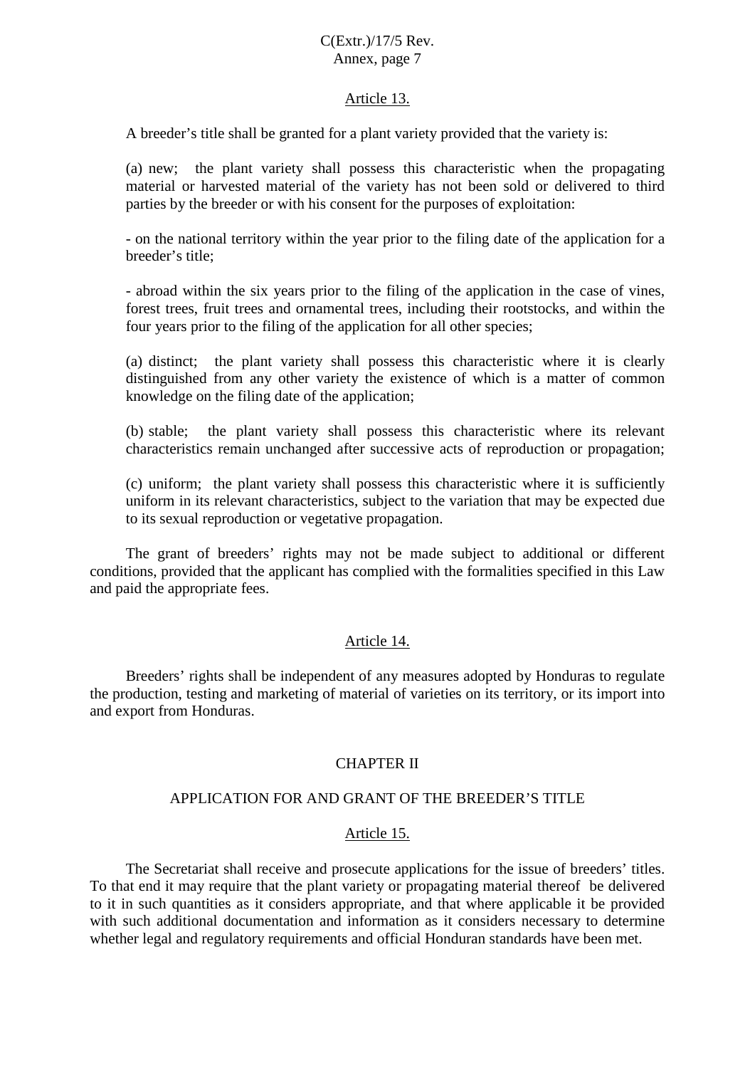## Article 13.

A breeder's title shall be granted for a plant variety provided that the variety is:

(a) new; the plant variety shall possess this characteristic when the propagating material or harvested material of the variety has not been sold or delivered to third parties by the breeder or with his consent for the purposes of exploitation:

- on the national territory within the year prior to the filing date of the application for a breeder's title;

- abroad within the six years prior to the filing of the application in the case of vines, forest trees, fruit trees and ornamental trees, including their rootstocks, and within the four years prior to the filing of the application for all other species;

(a) distinct; the plant variety shall possess this characteristic where it is clearly distinguished from any other variety the existence of which is a matter of common knowledge on the filing date of the application;

(b) stable; the plant variety shall possess this characteristic where its relevant characteristics remain unchanged after successive acts of reproduction or propagation;

(c) uniform; the plant variety shall possess this characteristic where it is sufficiently uniform in its relevant characteristics, subject to the variation that may be expected due to its sexual reproduction or vegetative propagation.

The grant of breeders' rights may not be made subject to additional or different conditions, provided that the applicant has complied with the formalities specified in this Law and paid the appropriate fees.

## Article 14.

Breeders' rights shall be independent of any measures adopted by Honduras to regulate the production, testing and marketing of material of varieties on its territory, or its import into and export from Honduras.

# CHAPTER II

## APPLICATION FOR AND GRANT OF THE BREEDER'S TITLE

## Article 15.

The Secretariat shall receive and prosecute applications for the issue of breeders' titles. To that end it may require that the plant variety or propagating material thereof be delivered to it in such quantities as it considers appropriate, and that where applicable it be provided with such additional documentation and information as it considers necessary to determine whether legal and regulatory requirements and official Honduran standards have been met.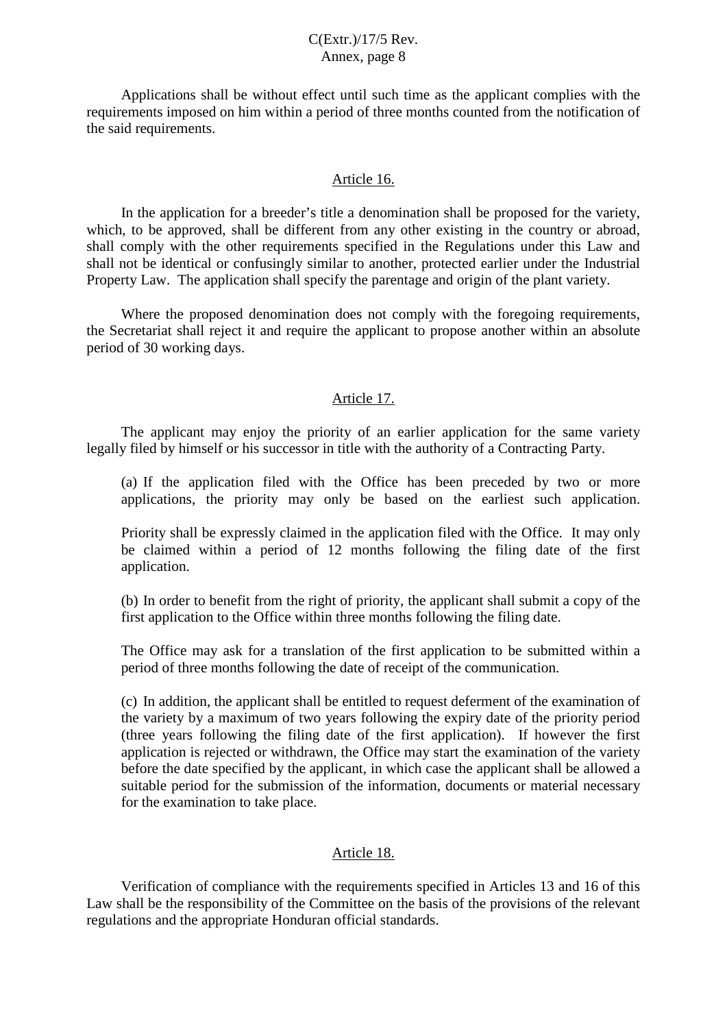Applications shall be without effect until such time as the applicant complies with the requirements imposed on him within a period of three months counted from the notification of the said requirements.

### Article 16.

In the application for a breeder's title a denomination shall be proposed for the variety, which, to be approved, shall be different from any other existing in the country or abroad, shall comply with the other requirements specified in the Regulations under this Law and shall not be identical or confusingly similar to another, protected earlier under the Industrial Property Law. The application shall specify the parentage and origin of the plant variety.

Where the proposed denomination does not comply with the foregoing requirements, the Secretariat shall reject it and require the applicant to propose another within an absolute period of 30 working days.

### Article 17.

The applicant may enjoy the priority of an earlier application for the same variety legally filed by himself or his successor in title with the authority of a Contracting Party.

(a) If the application filed with the Office has been preceded by two or more applications, the priority may only be based on the earliest such application.

Priority shall be expressly claimed in the application filed with the Office. It may only be claimed within a period of 12 months following the filing date of the first application.

(b) In order to benefit from the right of priority, the applicant shall submit a copy of the first application to the Office within three months following the filing date.

The Office may ask for a translation of the first application to be submitted within a period of three months following the date of receipt of the communication.

(c) In addition, the applicant shall be entitled to request deferment of the examination of the variety by a maximum of two years following the expiry date of the priority period (three years following the filing date of the first application). If however the first application is rejected or withdrawn, the Office may start the examination of the variety before the date specified by the applicant, in which case the applicant shall be allowed a suitable period for the submission of the information, documents or material necessary for the examination to take place.

### Article 18.

Verification of compliance with the requirements specified in Articles 13 and 16 of this Law shall be the responsibility of the Committee on the basis of the provisions of the relevant regulations and the appropriate Honduran official standards.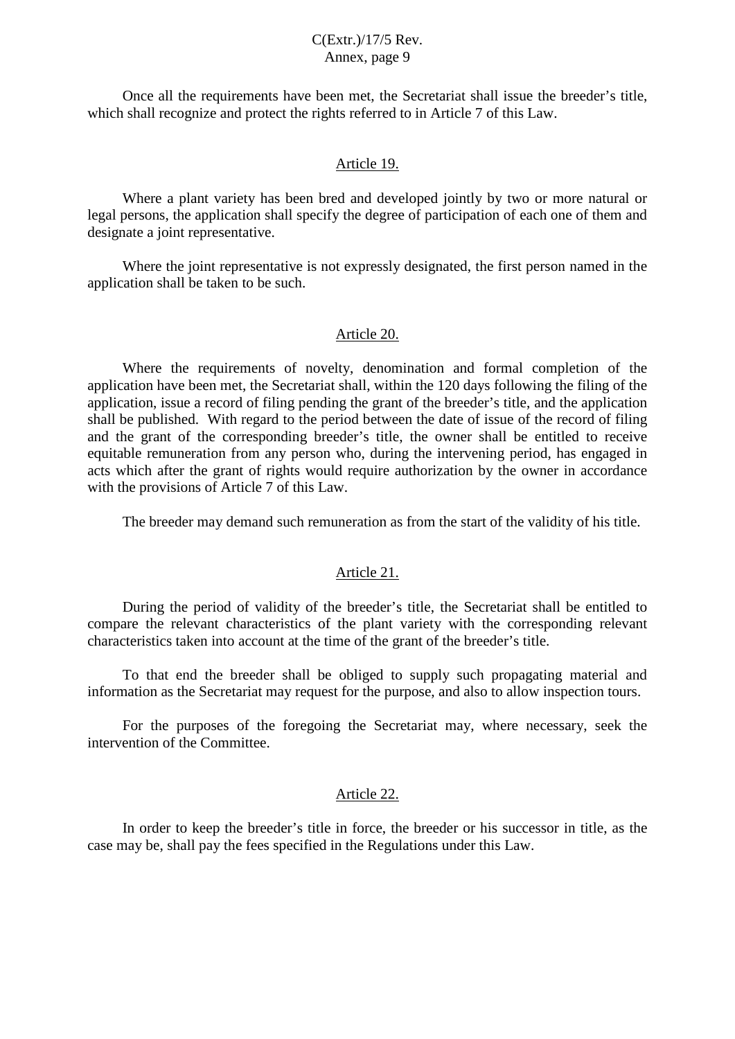Once all the requirements have been met, the Secretariat shall issue the breeder's title, which shall recognize and protect the rights referred to in Article 7 of this Law.

### Article 19.

Where a plant variety has been bred and developed jointly by two or more natural or legal persons, the application shall specify the degree of participation of each one of them and designate a joint representative.

Where the joint representative is not expressly designated, the first person named in the application shall be taken to be such.

### Article 20.

Where the requirements of novelty, denomination and formal completion of the application have been met, the Secretariat shall, within the 120 days following the filing of the application, issue a record of filing pending the grant of the breeder's title, and the application shall be published. With regard to the period between the date of issue of the record of filing and the grant of the corresponding breeder's title, the owner shall be entitled to receive equitable remuneration from any person who, during the intervening period, has engaged in acts which after the grant of rights would require authorization by the owner in accordance with the provisions of Article 7 of this Law.

The breeder may demand such remuneration as from the start of the validity of his title.

### Article 21.

During the period of validity of the breeder's title, the Secretariat shall be entitled to compare the relevant characteristics of the plant variety with the corresponding relevant characteristics taken into account at the time of the grant of the breeder's title.

To that end the breeder shall be obliged to supply such propagating material and information as the Secretariat may request for the purpose, and also to allow inspection tours.

For the purposes of the foregoing the Secretariat may, where necessary, seek the intervention of the Committee.

### Article 22.

In order to keep the breeder's title in force, the breeder or his successor in title, as the case may be, shall pay the fees specified in the Regulations under this Law.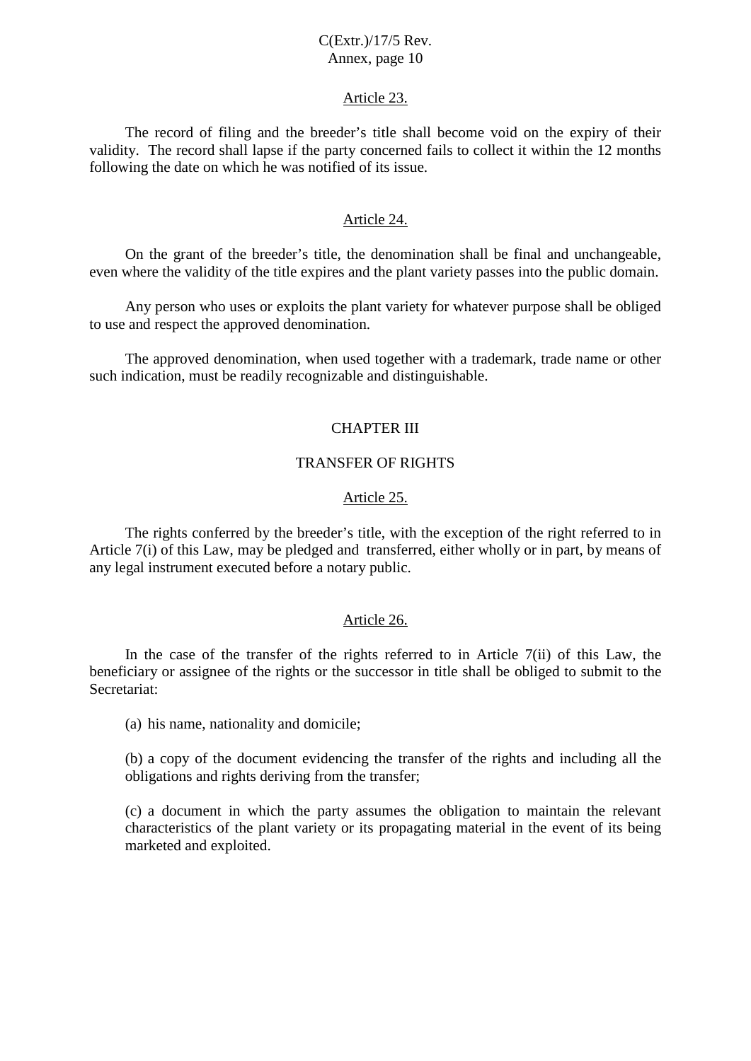Article 23.

The record of filing and the breeder's title shall become void on the expiry of their validity. The record shall lapse if the party concerned fails to collect it within the 12 months following the date on which he was notified of its issue.

Article 24.

On the grant of the breeder's title, the denomination shall be final and unchangeable, even where the validity of the title expires and the plant variety passes into the public domain.

Any person who uses or exploits the plant variety for whatever purpose shall be obliged to use and respect the approved denomination.

The approved denomination, when used together with a trademark, trade name or other such indication, must be readily recognizable and distinguishable.

## CHAPTER III

## TRANSFER OF RIGHTS

Article 25.

The rights conferred by the breeder's title, with the exception of the right referred to in Article 7(i) of this Law, may be pledged and transferred, either wholly or in part, by means of any legal instrument executed before a notary public.

Article 26.

In the case of the transfer of the rights referred to in Article 7(ii) of this Law, the beneficiary or assignee of the rights or the successor in title shall be obliged to submit to the Secretariat:

(a) his name, nationality and domicile;

(b) a copy of the document evidencing the transfer of the rights and including all the obligations and rights deriving from the transfer;

(c) a document in which the party assumes the obligation to maintain the relevant characteristics of the plant variety or its propagating material in the event of its being marketed and exploited.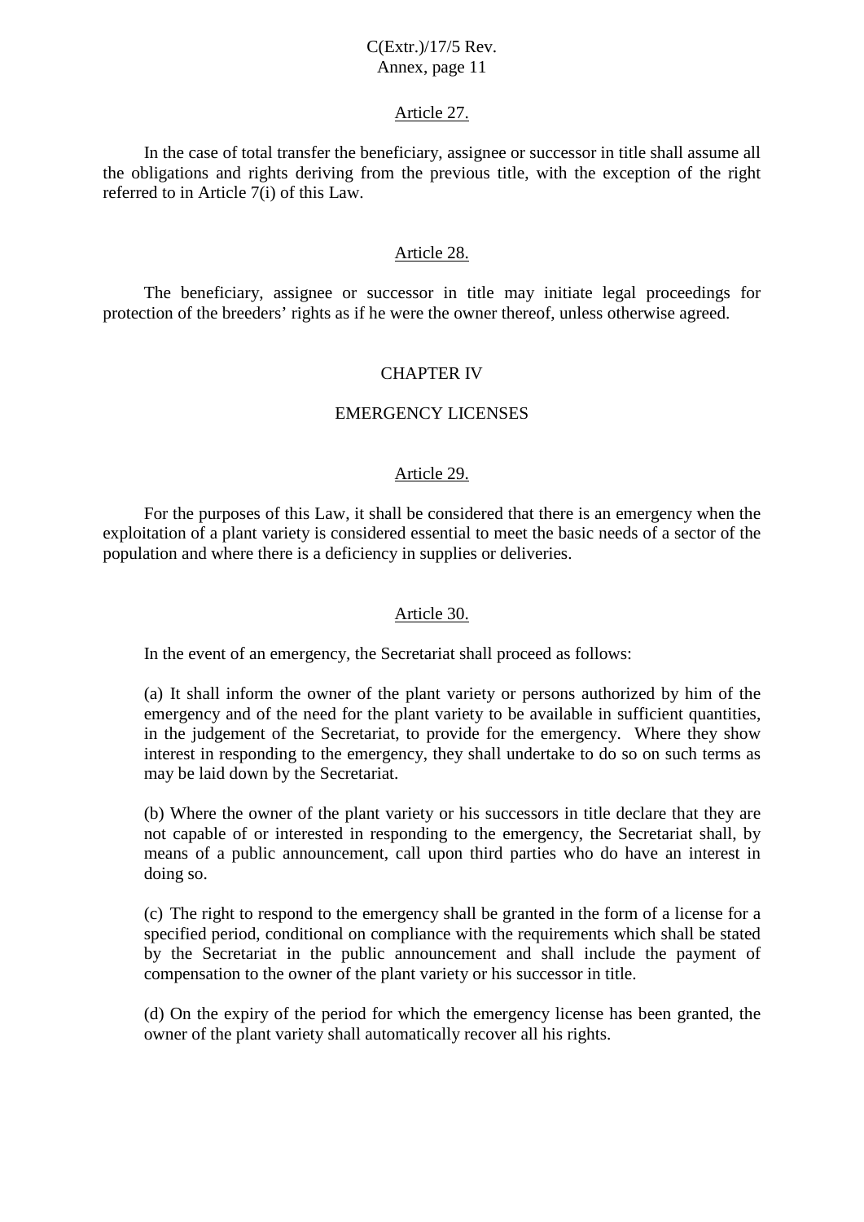Article 27.

In the case of total transfer the beneficiary, assignee or successor in title shall assume all the obligations and rights deriving from the previous title, with the exception of the right referred to in Article 7(i) of this Law.

Article 28.

The beneficiary, assignee or successor in title may initiate legal proceedings for protection of the breeders' rights as if he were the owner thereof, unless otherwise agreed.

## CHAPTER IV

## EMERGENCY LICENSES

Article 29.

For the purposes of this Law, it shall be considered that there is an emergency when the exploitation of a plant variety is considered essential to meet the basic needs of a sector of the population and where there is a deficiency in supplies or deliveries.

Article 30.

In the event of an emergency, the Secretariat shall proceed as follows:

(a) It shall inform the owner of the plant variety or persons authorized by him of the emergency and of the need for the plant variety to be available in sufficient quantities, in the judgement of the Secretariat, to provide for the emergency. Where they show interest in responding to the emergency, they shall undertake to do so on such terms as may be laid down by the Secretariat.

(b) Where the owner of the plant variety or his successors in title declare that they are not capable of or interested in responding to the emergency, the Secretariat shall, by means of a public announcement, call upon third parties who do have an interest in doing so.

(c) The right to respond to the emergency shall be granted in the form of a license for a specified period, conditional on compliance with the requirements which shall be stated by the Secretariat in the public announcement and shall include the payment of compensation to the owner of the plant variety or his successor in title.

(d) On the expiry of the period for which the emergency license has been granted, the owner of the plant variety shall automatically recover all his rights.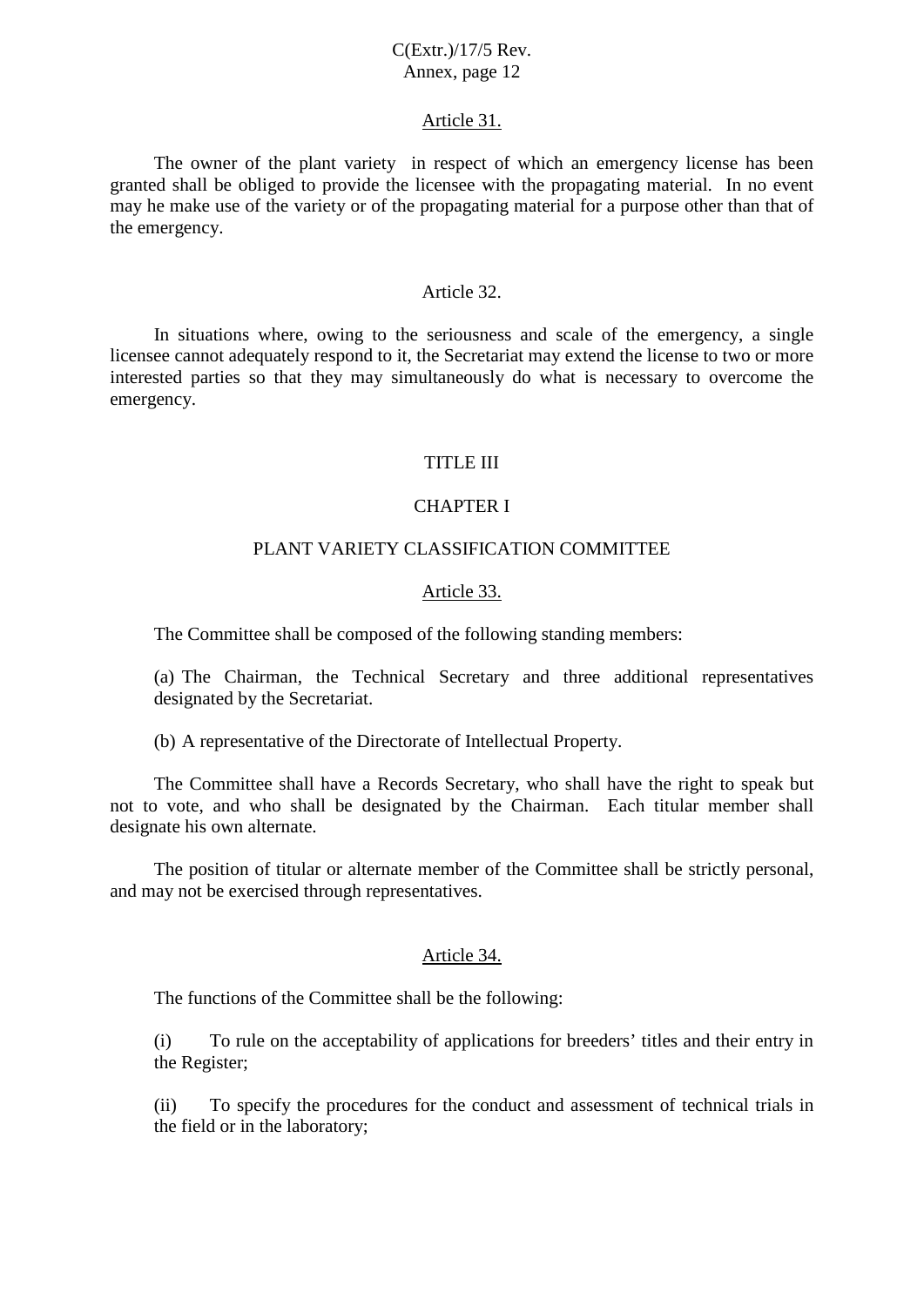Article 31.

The owner of the plant variety in respect of which an emergency license has been granted shall be obliged to provide the licensee with the propagating material. In no event may he make use of the variety or of the propagating material for a purpose other than that of the emergency.

Article 32.

In situations where, owing to the seriousness and scale of the emergency, a single licensee cannot adequately respond to it, the Secretariat may extend the license to two or more interested parties so that they may simultaneously do what is necessary to overcome the emergency.

## TITLE III

## CHAPTER I

## PLANT VARIETY CLASSIFICATION COMMITTEE

Article 33.

The Committee shall be composed of the following standing members:

(a) The Chairman, the Technical Secretary and three additional representatives designated by the Secretariat.

(b) A representative of the Directorate of Intellectual Property.

The Committee shall have a Records Secretary, who shall have the right to speak but not to vote, and who shall be designated by the Chairman. Each titular member shall designate his own alternate.

The position of titular or alternate member of the Committee shall be strictly personal, and may not be exercised through representatives.

Article 34.

The functions of the Committee shall be the following:

(i) To rule on the acceptability of applications for breeders' titles and their entry in the Register;

(ii) To specify the procedures for the conduct and assessment of technical trials in the field or in the laboratory;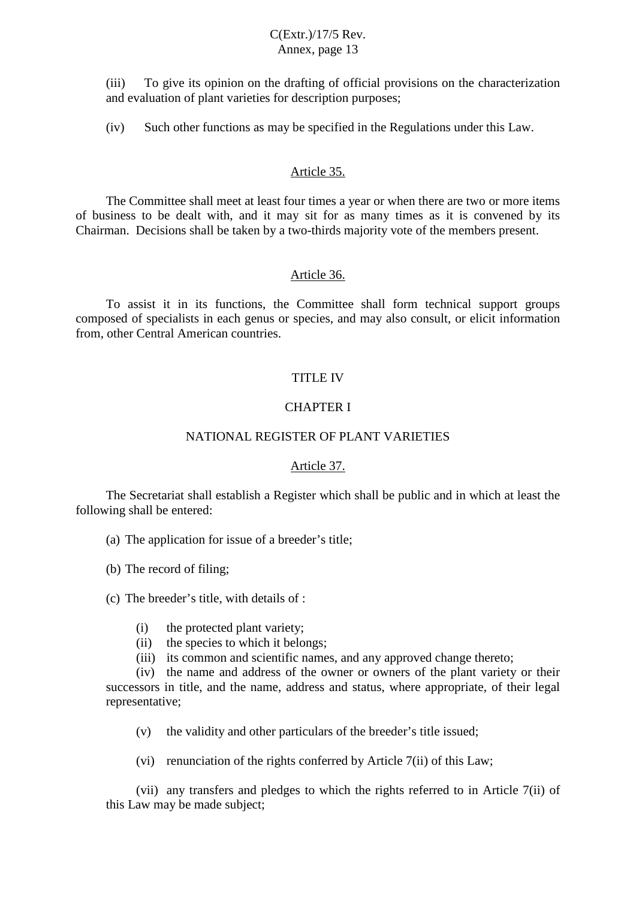(iii) To give its opinion on the drafting of official provisions on the characterization and evaluation of plant varieties for description purposes;

(iv) Such other functions as may be specified in the Regulations under this Law.

Article 35.

The Committee shall meet at least four times a year or when there are two or more items of business to be dealt with, and it may sit for as many times as it is convened by its Chairman. Decisions shall be taken by a two-thirds majority vote of the members present.

Article 36.

To assist it in its functions, the Committee shall form technical support groups composed of specialists in each genus or species, and may also consult, or elicit information from, other Central American countries.

TITLE IV

CHAPTER I

NATIONAL REGISTER OF PLANT VARIETIES

Article 37.

The Secretariat shall establish a Register which shall be public and in which at least the following shall be entered:

(a) The application for issue of a breeder's title;

(b) The record of filing;

(c) The breeder's title, with details of :

(i) the protected plant variety;
(ii) the species to which it belongs;
(iii) its common and scientific names, and any approved change thereto;
(iv) the name and address of the owner or owners of the plant variety or their successors in title, and the name, address and status, where appropriate, of their legal representative;

(v) the validity and other particulars of the breeder's title issued;

(vi) renunciation of the rights conferred by Article 7(ii) of this Law;

(vii) any transfers and pledges to which the rights referred to in Article 7(ii) of this Law may be made subject;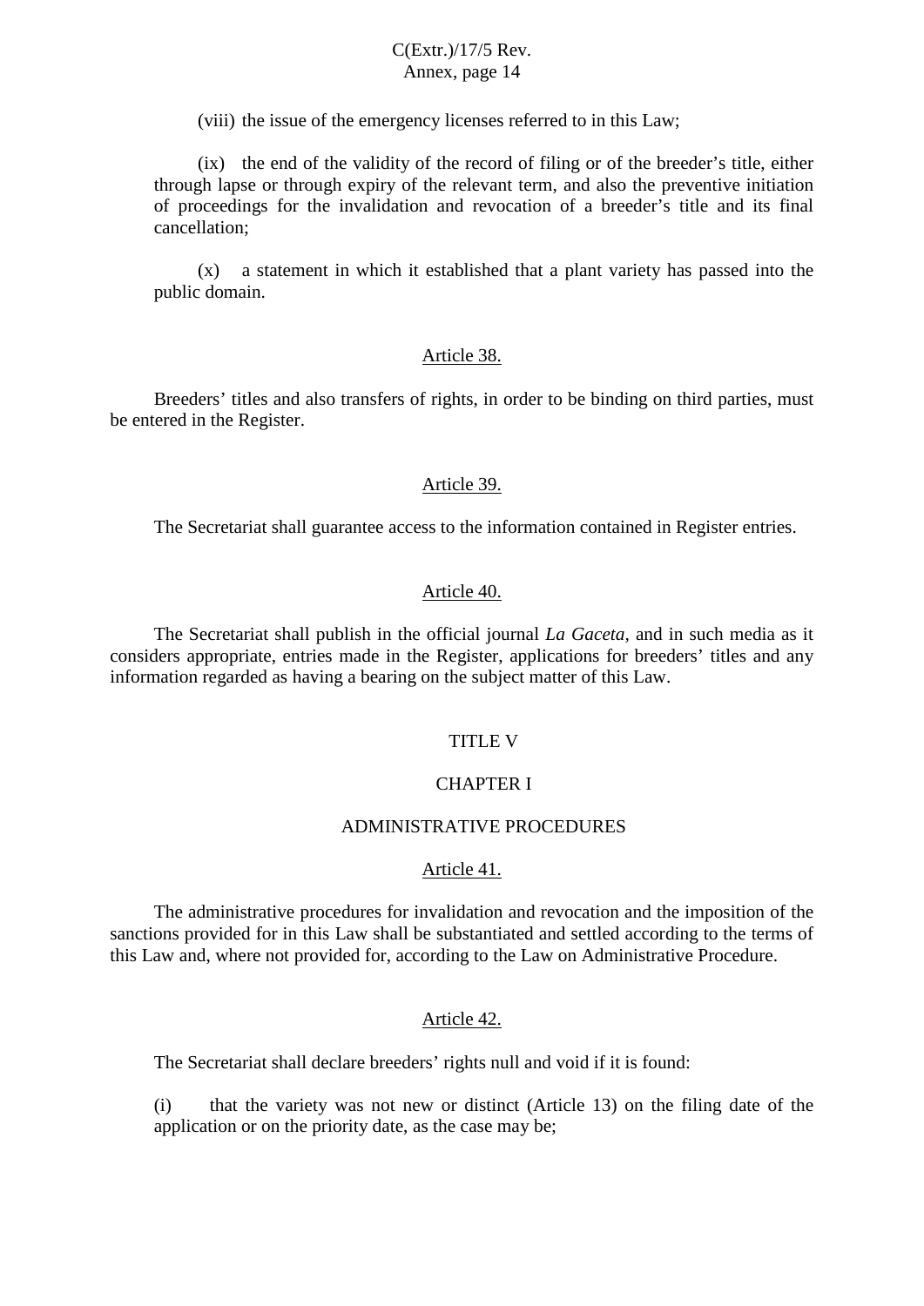(viii) the issue of the emergency licenses referred to in this Law;

(ix) the end of the validity of the record of filing or of the breeder's title, either through lapse or through expiry of the relevant term, and also the preventive initiation of proceedings for the invalidation and revocation of a breeder's title and its final cancellation;

(x) a statement in which it established that a plant variety has passed into the public domain.

## Article 38.

Breeders' titles and also transfers of rights, in order to be binding on third parties, must be entered in the Register.

## Article 39.

The Secretariat shall guarantee access to the information contained in Register entries.

## Article 40.

The Secretariat shall publish in the official journal *La Gaceta*, and in such media as it considers appropriate, entries made in the Register, applications for breeders' titles and any information regarded as having a bearing on the subject matter of this Law.

# TITLE V

## CHAPTER I

## ADMINISTRATIVE PROCEDURES

## Article 41.

The administrative procedures for invalidation and revocation and the imposition of the sanctions provided for in this Law shall be substantiated and settled according to the terms of this Law and, where not provided for, according to the Law on Administrative Procedure.

## Article 42.

The Secretariat shall declare breeders' rights null and void if it is found:

(i) that the variety was not new or distinct (Article 13) on the filing date of the application or on the priority date, as the case may be;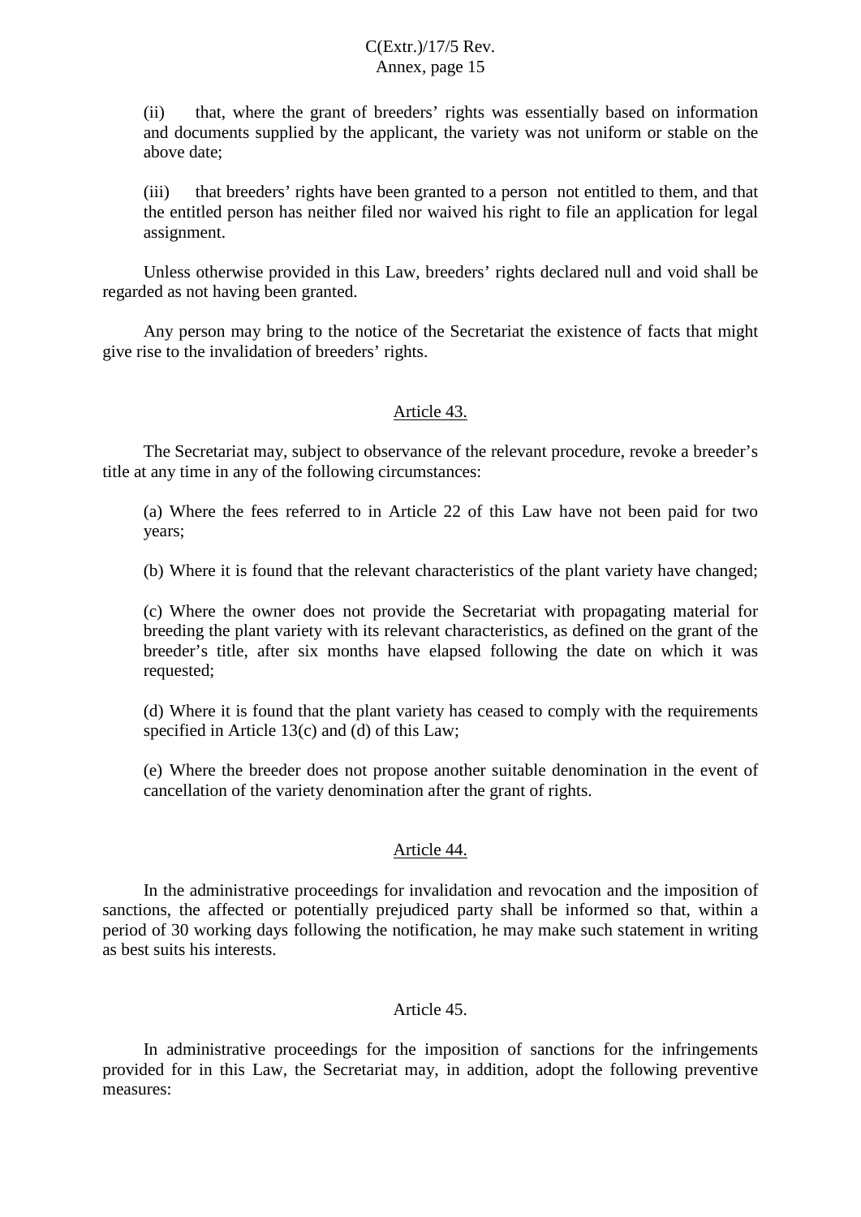(ii) that, where the grant of breeders' rights was essentially based on information and documents supplied by the applicant, the variety was not uniform or stable on the above date;

(iii) that breeders' rights have been granted to a person not entitled to them, and that the entitled person has neither filed nor waived his right to file an application for legal assignment.

Unless otherwise provided in this Law, breeders' rights declared null and void shall be regarded as not having been granted.

Any person may bring to the notice of the Secretariat the existence of facts that might give rise to the invalidation of breeders' rights.

## Article 43.

The Secretariat may, subject to observance of the relevant procedure, revoke a breeder's title at any time in any of the following circumstances:

(a) Where the fees referred to in Article 22 of this Law have not been paid for two years;

(b) Where it is found that the relevant characteristics of the plant variety have changed;

(c) Where the owner does not provide the Secretariat with propagating material for breeding the plant variety with its relevant characteristics, as defined on the grant of the breeder's title, after six months have elapsed following the date on which it was requested;

(d) Where it is found that the plant variety has ceased to comply with the requirements specified in Article 13(c) and (d) of this Law;

(e) Where the breeder does not propose another suitable denomination in the event of cancellation of the variety denomination after the grant of rights.

## Article 44.

In the administrative proceedings for invalidation and revocation and the imposition of sanctions, the affected or potentially prejudiced party shall be informed so that, within a period of 30 working days following the notification, he may make such statement in writing as best suits his interests.

## Article 45.

In administrative proceedings for the imposition of sanctions for the infringements provided for in this Law, the Secretariat may, in addition, adopt the following preventive measures: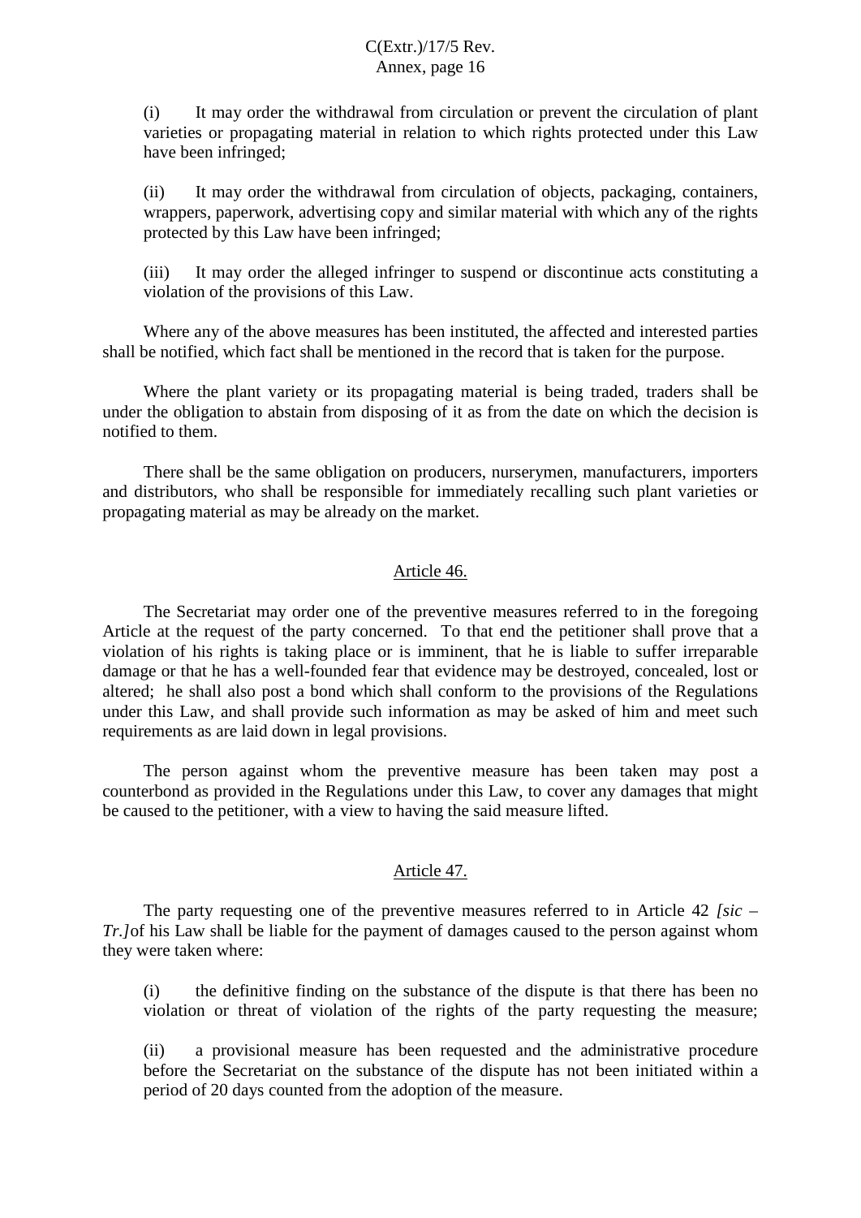(i) It may order the withdrawal from circulation or prevent the circulation of plant varieties or propagating material in relation to which rights protected under this Law have been infringed;

(ii) It may order the withdrawal from circulation of objects, packaging, containers, wrappers, paperwork, advertising copy and similar material with which any of the rights protected by this Law have been infringed;

(iii) It may order the alleged infringer to suspend or discontinue acts constituting a violation of the provisions of this Law.

Where any of the above measures has been instituted, the affected and interested parties shall be notified, which fact shall be mentioned in the record that is taken for the purpose.

Where the plant variety or its propagating material is being traded, traders shall be under the obligation to abstain from disposing of it as from the date on which the decision is notified to them.

There shall be the same obligation on producers, nurserymen, manufacturers, importers and distributors, who shall be responsible for immediately recalling such plant varieties or propagating material as may be already on the market.

## Article 46.

The Secretariat may order one of the preventive measures referred to in the foregoing Article at the request of the party concerned. To that end the petitioner shall prove that a violation of his rights is taking place or is imminent, that he is liable to suffer irreparable damage or that he has a well-founded fear that evidence may be destroyed, concealed, lost or altered; he shall also post a bond which shall conform to the provisions of the Regulations under this Law, and shall provide such information as may be asked of him and meet such requirements as are laid down in legal provisions.

The person against whom the preventive measure has been taken may post a counterbond as provided in the Regulations under this Law, to cover any damages that might be caused to the petitioner, with a view to having the said measure lifted.

## Article 47.

The party requesting one of the preventive measures referred to in Article 42 *[sic – Tr.]*of his Law shall be liable for the payment of damages caused to the person against whom they were taken where:

(i) the definitive finding on the substance of the dispute is that there has been no violation or threat of violation of the rights of the party requesting the measure;

(ii) a provisional measure has been requested and the administrative procedure before the Secretariat on the substance of the dispute has not been initiated within a period of 20 days counted from the adoption of the measure.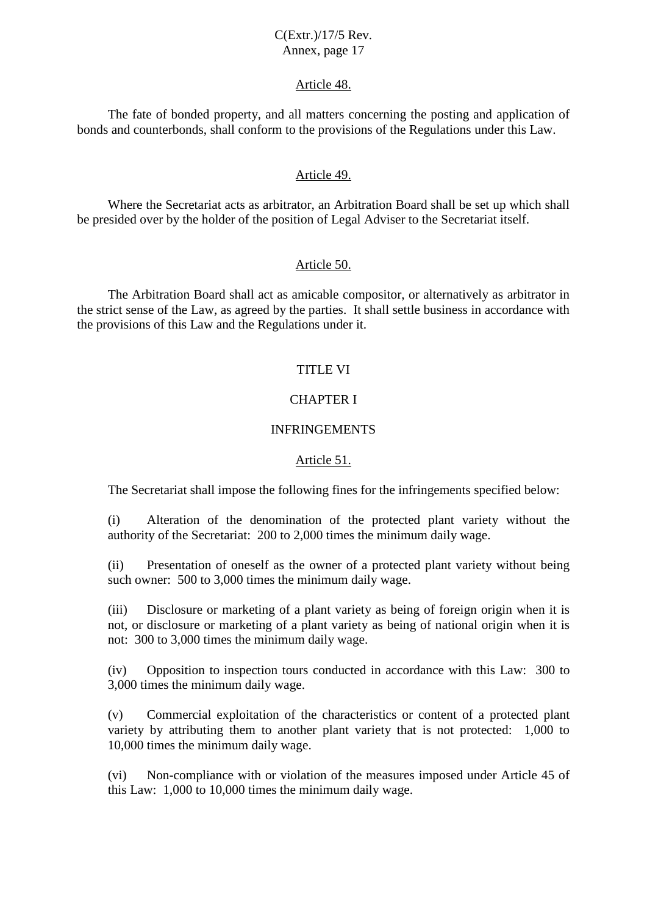Article 48.

The fate of bonded property, and all matters concerning the posting and application of bonds and counterbonds, shall conform to the provisions of the Regulations under this Law.

Article 49.

Where the Secretariat acts as arbitrator, an Arbitration Board shall be set up which shall be presided over by the holder of the position of Legal Adviser to the Secretariat itself.

Article 50.

The Arbitration Board shall act as amicable compositor, or alternatively as arbitrator in the strict sense of the Law, as agreed by the parties. It shall settle business in accordance with the provisions of this Law and the Regulations under it.

## TITLE VI

## CHAPTER I

## INFRINGEMENTS

Article 51.

The Secretariat shall impose the following fines for the infringements specified below:

(i) Alteration of the denomination of the protected plant variety without the authority of the Secretariat: 200 to 2,000 times the minimum daily wage.

(ii) Presentation of oneself as the owner of a protected plant variety without being such owner: 500 to 3,000 times the minimum daily wage.

(iii) Disclosure or marketing of a plant variety as being of foreign origin when it is not, or disclosure or marketing of a plant variety as being of national origin when it is not: 300 to 3,000 times the minimum daily wage.

(iv) Opposition to inspection tours conducted in accordance with this Law: 300 to 3,000 times the minimum daily wage.

(v) Commercial exploitation of the characteristics or content of a protected plant variety by attributing them to another plant variety that is not protected: 1,000 to 10,000 times the minimum daily wage.

(vi) Non-compliance with or violation of the measures imposed under Article 45 of this Law: 1,000 to 10,000 times the minimum daily wage.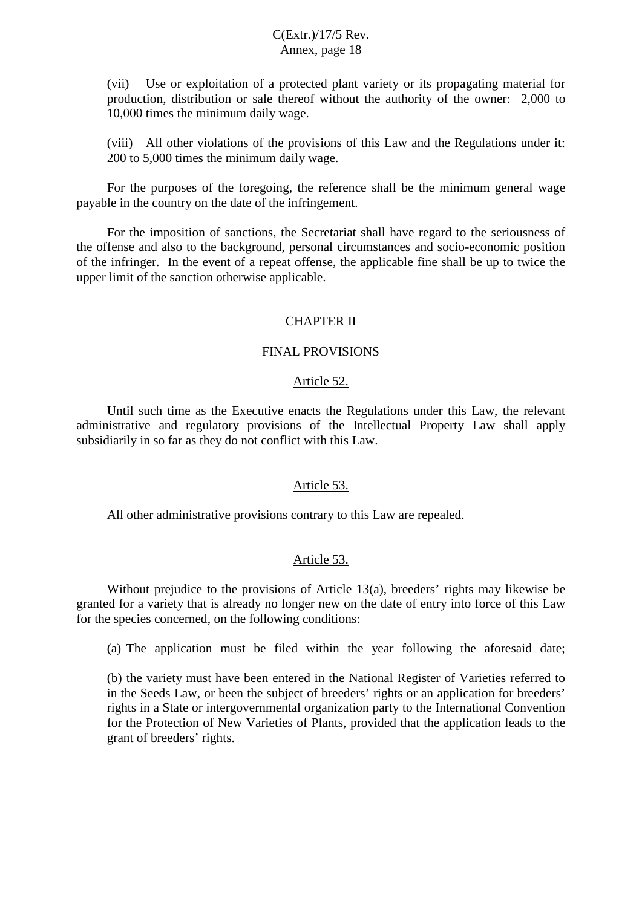(vii) Use or exploitation of a protected plant variety or its propagating material for production, distribution or sale thereof without the authority of the owner: 2,000 to 10,000 times the minimum daily wage.

(viii) All other violations of the provisions of this Law and the Regulations under it: 200 to 5,000 times the minimum daily wage.

For the purposes of the foregoing, the reference shall be the minimum general wage payable in the country on the date of the infringement.

For the imposition of sanctions, the Secretariat shall have regard to the seriousness of the offense and also to the background, personal circumstances and socio-economic position of the infringer. In the event of a repeat offense, the applicable fine shall be up to twice the upper limit of the sanction otherwise applicable.

## CHAPTER II

## FINAL PROVISIONS

### Article 52.

Until such time as the Executive enacts the Regulations under this Law, the relevant administrative and regulatory provisions of the Intellectual Property Law shall apply subsidiarily in so far as they do not conflict with this Law.

### Article 53.

All other administrative provisions contrary to this Law are repealed.

### Article 53.

Without prejudice to the provisions of Article 13(a), breeders' rights may likewise be granted for a variety that is already no longer new on the date of entry into force of this Law for the species concerned, on the following conditions:

(a) The application must be filed within the year following the aforesaid date;

(b) the variety must have been entered in the National Register of Varieties referred to in the Seeds Law, or been the subject of breeders' rights or an application for breeders' rights in a State or intergovernmental organization party to the International Convention for the Protection of New Varieties of Plants, provided that the application leads to the grant of breeders' rights.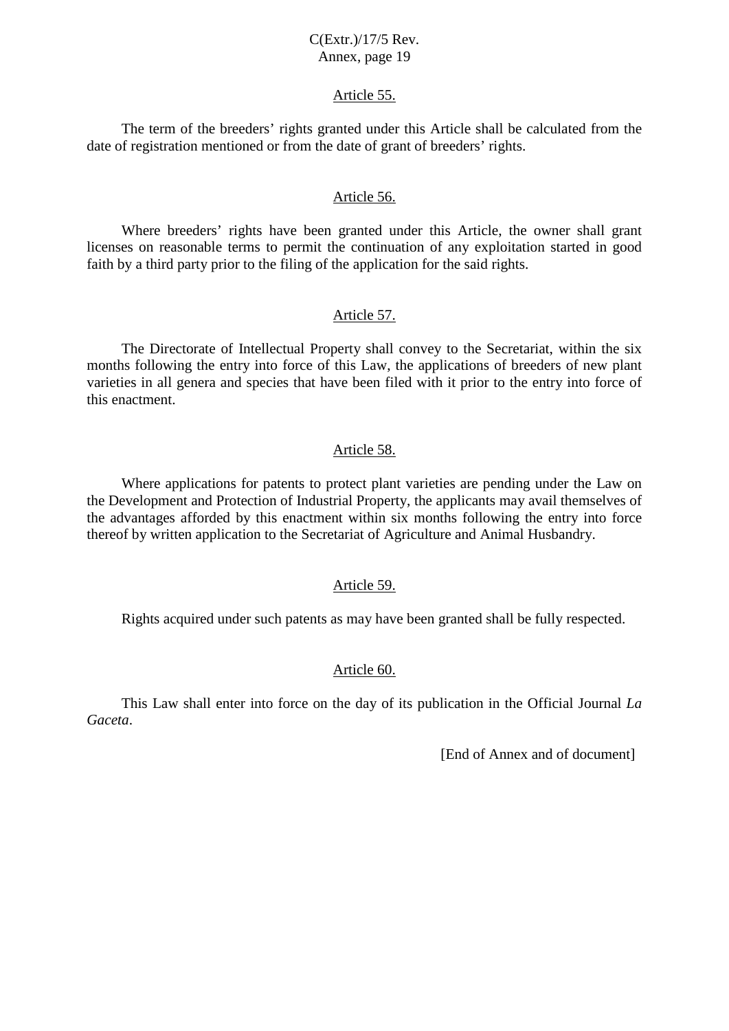<u>Article 55.</u>

The term of the breeders' rights granted under this Article shall be calculated from the date of registration mentioned or from the date of grant of breeders' rights.

<u>Article 56.</u>

Where breeders' rights have been granted under this Article, the owner shall grant licenses on reasonable terms to permit the continuation of any exploitation started in good faith by a third party prior to the filing of the application for the said rights.

<u>Article 57.</u>

The Directorate of Intellectual Property shall convey to the Secretariat, within the six months following the entry into force of this Law, the applications of breeders of new plant varieties in all genera and species that have been filed with it prior to the entry into force of this enactment.

<u>Article 58.</u>

Where applications for patents to protect plant varieties are pending under the Law on the Development and Protection of Industrial Property, the applicants may avail themselves of the advantages afforded by this enactment within six months following the entry into force thereof by written application to the Secretariat of Agriculture and Animal Husbandry.

<u>Article 59.</u>

Rights acquired under such patents as may have been granted shall be fully respected.

<u>Article 60.</u>

This Law shall enter into force on the day of its publication in the Official Journal *La Gaceta*.

[End of Annex and of document]